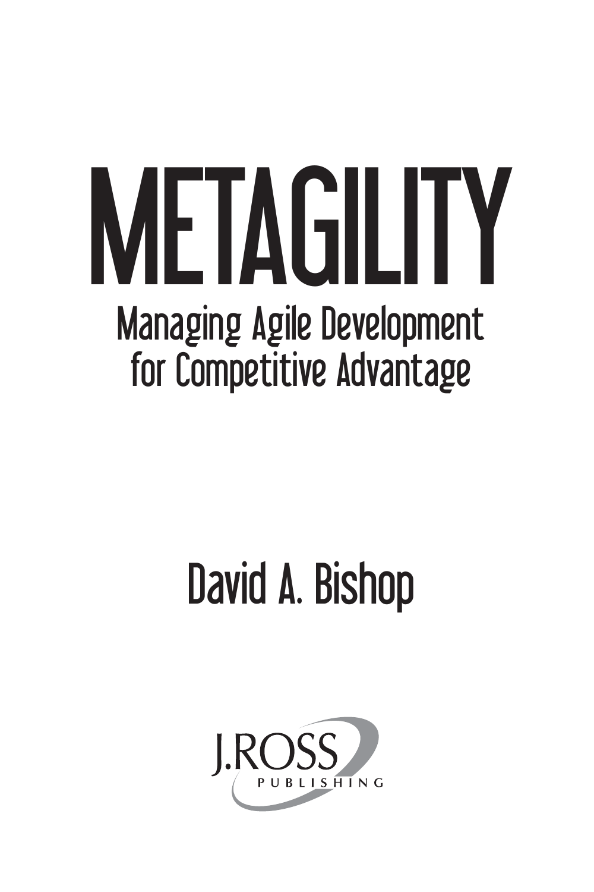# METAGILITY

## Managing Agile Development for Competitive Advantage

David A. Bishop

J.ROSS PUBLISHING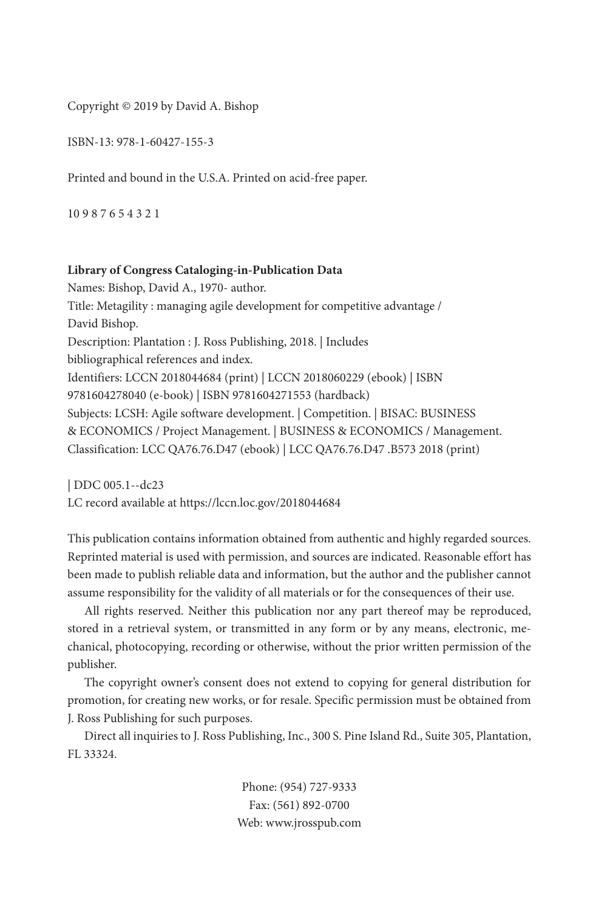Copyright © 2019 by David A. Bishop

ISBN-13: 978-1-60427-155-3

Printed and bound in the U.S.A. Printed on acid-free paper.

10 9 8 7 6 5 4 3 2 1

**Library of Congress Cataloging-in-Publication Data**

Names: Bishop, David A., 1970- author.
Title: Metagility : managing agile development for competitive advantage / David Bishop.
Description: Plantation : J. Ross Publishing, 2018. | Includes bibliographical references and index.
Identifiers: LCCN 2018044684 (print) | LCCN 2018060229 (ebook) | ISBN 9781604278040 (e-book) | ISBN 9781604271553 (hardback)
Subjects: LCSH: Agile software development. | Competition. | BISAC: BUSINESS & ECONOMICS / Project Management. | BUSINESS & ECONOMICS / Management.
Classification: LCC QA76.76.D47 (ebook) | LCC QA76.76.D47 .B573 2018 (print)

| DDC 005.1--dc23
LC record available at https://lccn.loc.gov/2018044684

This publication contains information obtained from authentic and highly regarded sources. Reprinted material is used with permission, and sources are indicated. Reasonable effort has been made to publish reliable data and information, but the author and the publisher cannot assume responsibility for the validity of all materials or for the consequences of their use.

All rights reserved. Neither this publication nor any part thereof may be reproduced, stored in a retrieval system, or transmitted in any form or by any means, electronic, mechanical, photocopying, recording or otherwise, without the prior written permission of the publisher.

The copyright owner's consent does not extend to copying for general distribution for promotion, for creating new works, or for resale. Specific permission must be obtained from J. Ross Publishing for such purposes.

Direct all inquiries to J. Ross Publishing, Inc., 300 S. Pine Island Rd., Suite 305, Plantation, FL 33324.

Phone: (954) 727-9333
Fax: (561) 892-0700
Web: www.jrosspub.com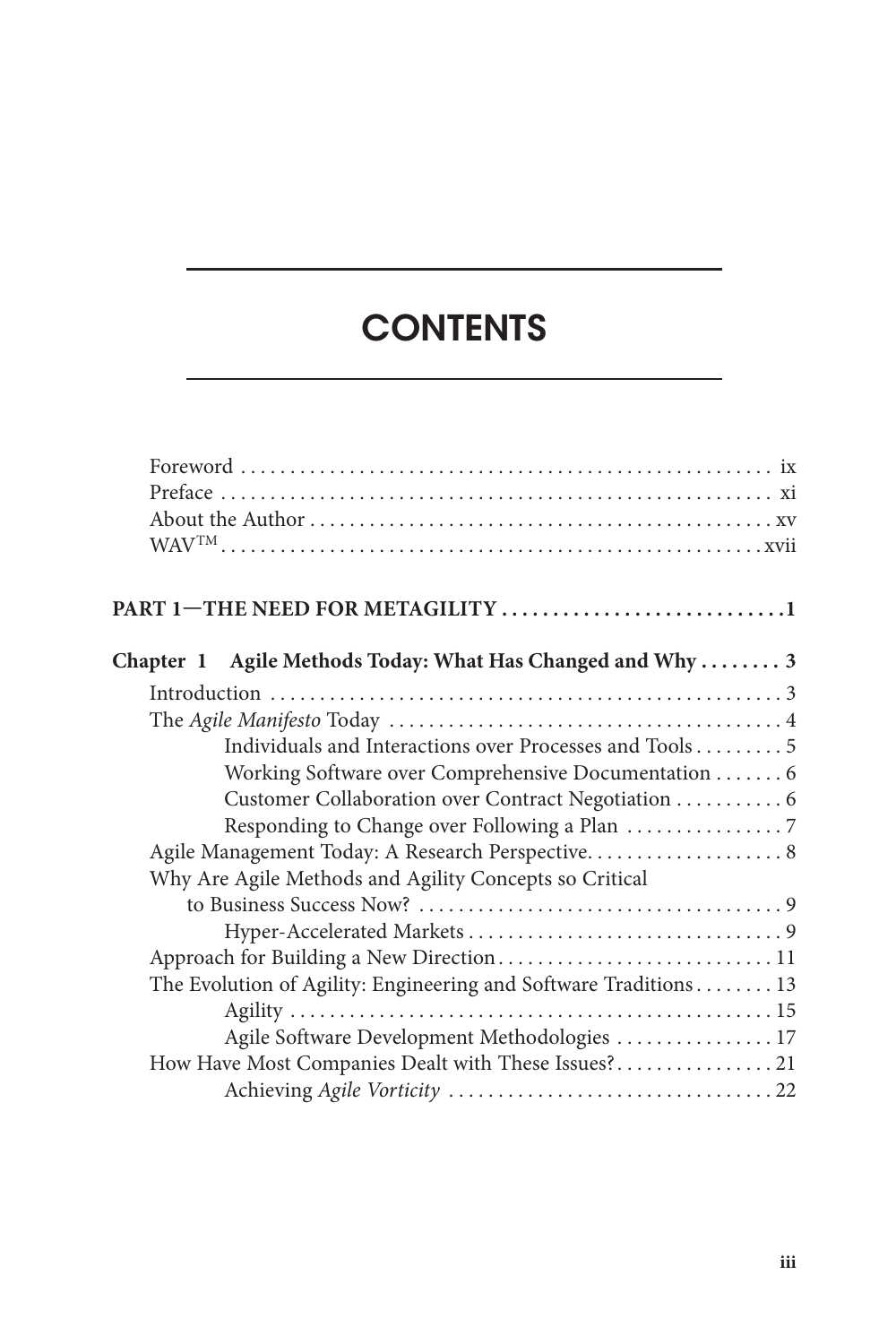# CONTENTS

Foreword . . . . . . . . . . . . . . . . . . . . . . . . . . . . . . . . . . . . . . . . . . . . . . . . . . . . . ix
Preface . . . . . . . . . . . . . . . . . . . . . . . . . . . . . . . . . . . . . . . . . . . . . . . . . . . . . . xi
About the Author . . . . . . . . . . . . . . . . . . . . . . . . . . . . . . . . . . . . . . . . . . . . . . . xv
WAV™ . . . . . . . . . . . . . . . . . . . . . . . . . . . . . . . . . . . . . . . . . . . . . . . . . . . . . .xvii

**PART 1—THE NEED FOR METAGILITY . . . . . . . . . . . . . . . . . . . . . . . . . . . .1**

**Chapter 1 Agile Methods Today: What Has Changed and Why . . . . . . . . 3**

Introduction . . . . . . . . . . . . . . . . . . . . . . . . . . . . . . . . . . . . . . . . . . . . . . . . . . . 3
The *Agile Manifesto* Today . . . . . . . . . . . . . . . . . . . . . . . . . . . . . . . . . . . . . . . . 4
- Individuals and Interactions over Processes and Tools . . . . . . . . . 5
- Working Software over Comprehensive Documentation . . . . . . . 6
- Customer Collaboration over Contract Negotiation . . . . . . . . . . . 6
- Responding to Change over Following a Plan . . . . . . . . . . . . . . . . 7

Agile Management Today: A Research Perspective. . . . . . . . . . . . . . . . . . . . 8
Why Are Agile Methods and Agility Concepts so Critical to Business Success Now? . . . . . . . . . . . . . . . . . . . . . . . . . . . . . . . . . . . . . 9
- Hyper-Accelerated Markets . . . . . . . . . . . . . . . . . . . . . . . . . . . . . . . . 9

Approach for Building a New Direction . . . . . . . . . . . . . . . . . . . . . . . . . . . . 11
The Evolution of Agility: Engineering and Software Traditions . . . . . . . . 13
- Agility . . . . . . . . . . . . . . . . . . . . . . . . . . . . . . . . . . . . . . . . . . . . . . . . . 15
- Agile Software Development Methodologies . . . . . . . . . . . . . . . . 17

How Have Most Companies Dealt with These Issues?. . . . . . . . . . . . . . . . 21
- Achieving *Agile Vorticity* . . . . . . . . . . . . . . . . . . . . . . . . . . . . . . . . . 22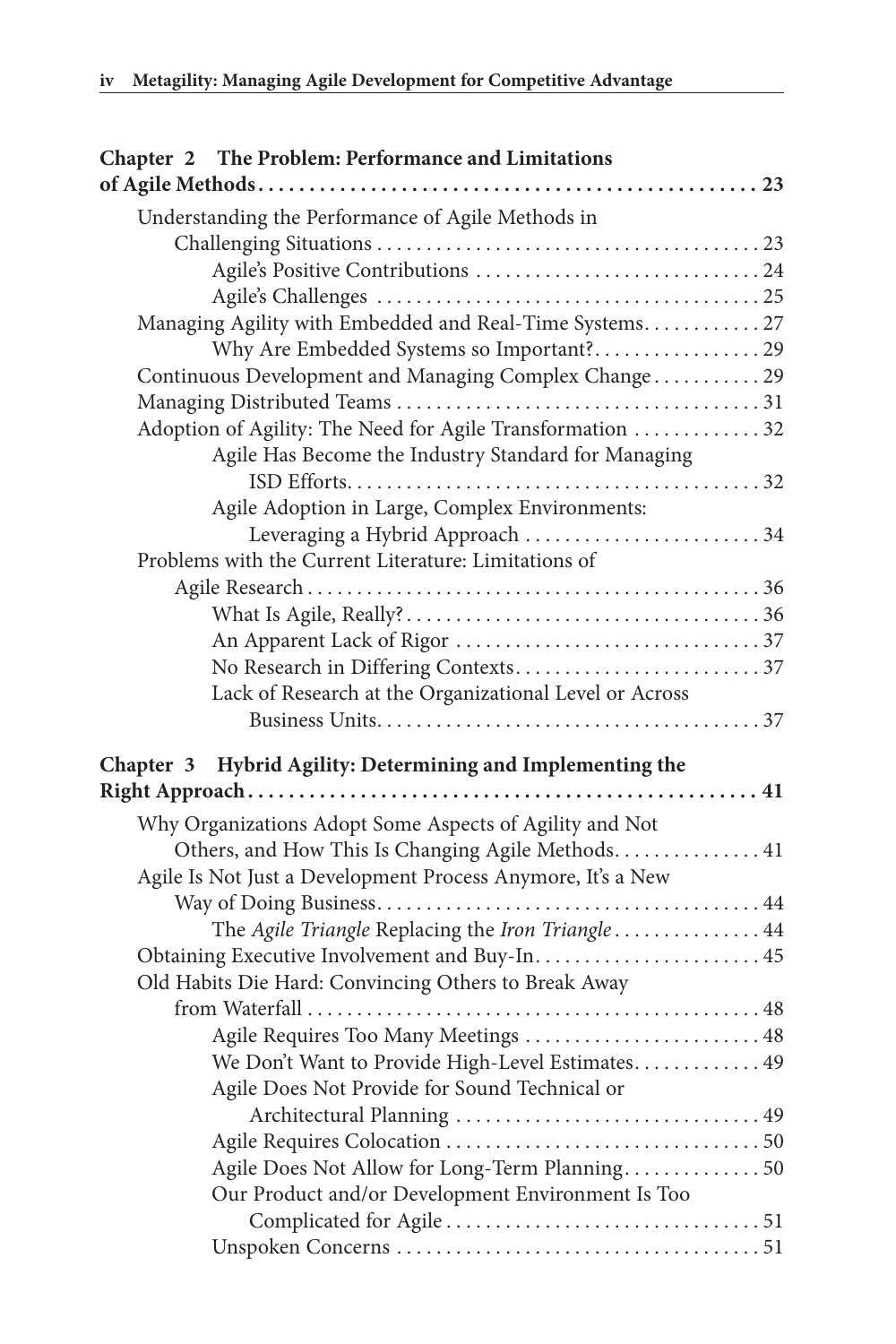**Chapter 2 The Problem: Performance and Limitations of Agile Methods** .......... 23

- Understanding the Performance of Agile Methods in Challenging Situations .......... 23
  - Agile's Positive Contributions .......... 24
  - Agile's Challenges .......... 25
- Managing Agility with Embedded and Real-Time Systems .......... 27
  - Why Are Embedded Systems so Important? .......... 29
- Continuous Development and Managing Complex Change .......... 29
- Managing Distributed Teams .......... 31
- Adoption of Agility: The Need for Agile Transformation .......... 32
  - Agile Has Become the Industry Standard for Managing ISD Efforts .......... 32
  - Agile Adoption in Large, Complex Environments: Leveraging a Hybrid Approach .......... 34
- Problems with the Current Literature: Limitations of Agile Research .......... 36
  - What Is Agile, Really? .......... 36
  - An Apparent Lack of Rigor .......... 37
  - No Research in Differing Contexts .......... 37
  - Lack of Research at the Organizational Level or Across Business Units .......... 37

**Chapter 3 Hybrid Agility: Determining and Implementing the Right Approach** .......... 41

- Why Organizations Adopt Some Aspects of Agility and Not Others, and How This Is Changing Agile Methods .......... 41
- Agile Is Not Just a Development Process Anymore, It's a New Way of Doing Business .......... 44
  - The *Agile Triangle* Replacing the *Iron Triangle* .......... 44
- Obtaining Executive Involvement and Buy-In .......... 45
- Old Habits Die Hard: Convincing Others to Break Away from Waterfall .......... 48
  - Agile Requires Too Many Meetings .......... 48
  - We Don't Want to Provide High-Level Estimates .......... 49
  - Agile Does Not Provide for Sound Technical or Architectural Planning .......... 49
  - Agile Requires Colocation .......... 50
  - Agile Does Not Allow for Long-Term Planning .......... 50
  - Our Product and/or Development Environment Is Too Complicated for Agile .......... 51
  - Unspoken Concerns .......... 51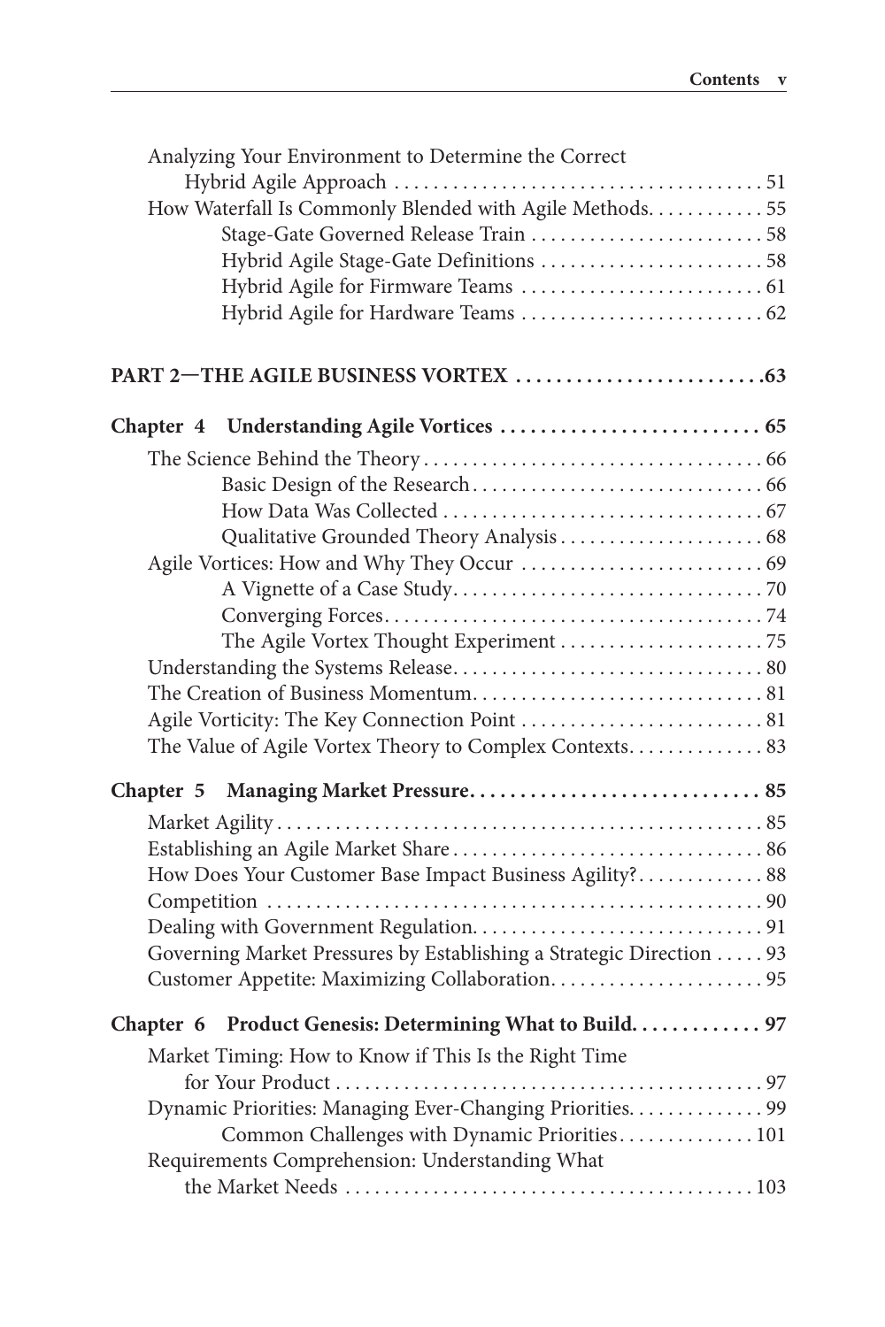Analyzing Your Environment to Determine the Correct Hybrid Agile Approach ....... 51

How Waterfall Is Commonly Blended with Agile Methods ....... 55

- Stage-Gate Governed Release Train ....... 58
- Hybrid Agile Stage-Gate Definitions ....... 58
- Hybrid Agile for Firmware Teams ....... 61
- Hybrid Agile for Hardware Teams ....... 62

**PART 2—THE AGILE BUSINESS VORTEX ....... 63**

**Chapter 4 Understanding Agile Vortices ....... 65**

The Science Behind the Theory ....... 66

- Basic Design of the Research ....... 66
- How Data Was Collected ....... 67
- Qualitative Grounded Theory Analysis ....... 68

Agile Vortices: How and Why They Occur ....... 69

- A Vignette of a Case Study ....... 70
- Converging Forces ....... 74
- The Agile Vortex Thought Experiment ....... 75

Understanding the Systems Release ....... 80

The Creation of Business Momentum ....... 81

Agile Vorticity: The Key Connection Point ....... 81

The Value of Agile Vortex Theory to Complex Contexts ....... 83

**Chapter 5 Managing Market Pressure ....... 85**

Market Agility ....... 85

Establishing an Agile Market Share ....... 86

How Does Your Customer Base Impact Business Agility? ....... 88

Competition ....... 90

Dealing with Government Regulation ....... 91

Governing Market Pressures by Establishing a Strategic Direction ....... 93

Customer Appetite: Maximizing Collaboration ....... 95

**Chapter 6 Product Genesis: Determining What to Build ....... 97**

Market Timing: How to Know if This Is the Right Time for Your Product ....... 97

Dynamic Priorities: Managing Ever-Changing Priorities ....... 99

- Common Challenges with Dynamic Priorities ....... 101

Requirements Comprehension: Understanding What the Market Needs ....... 103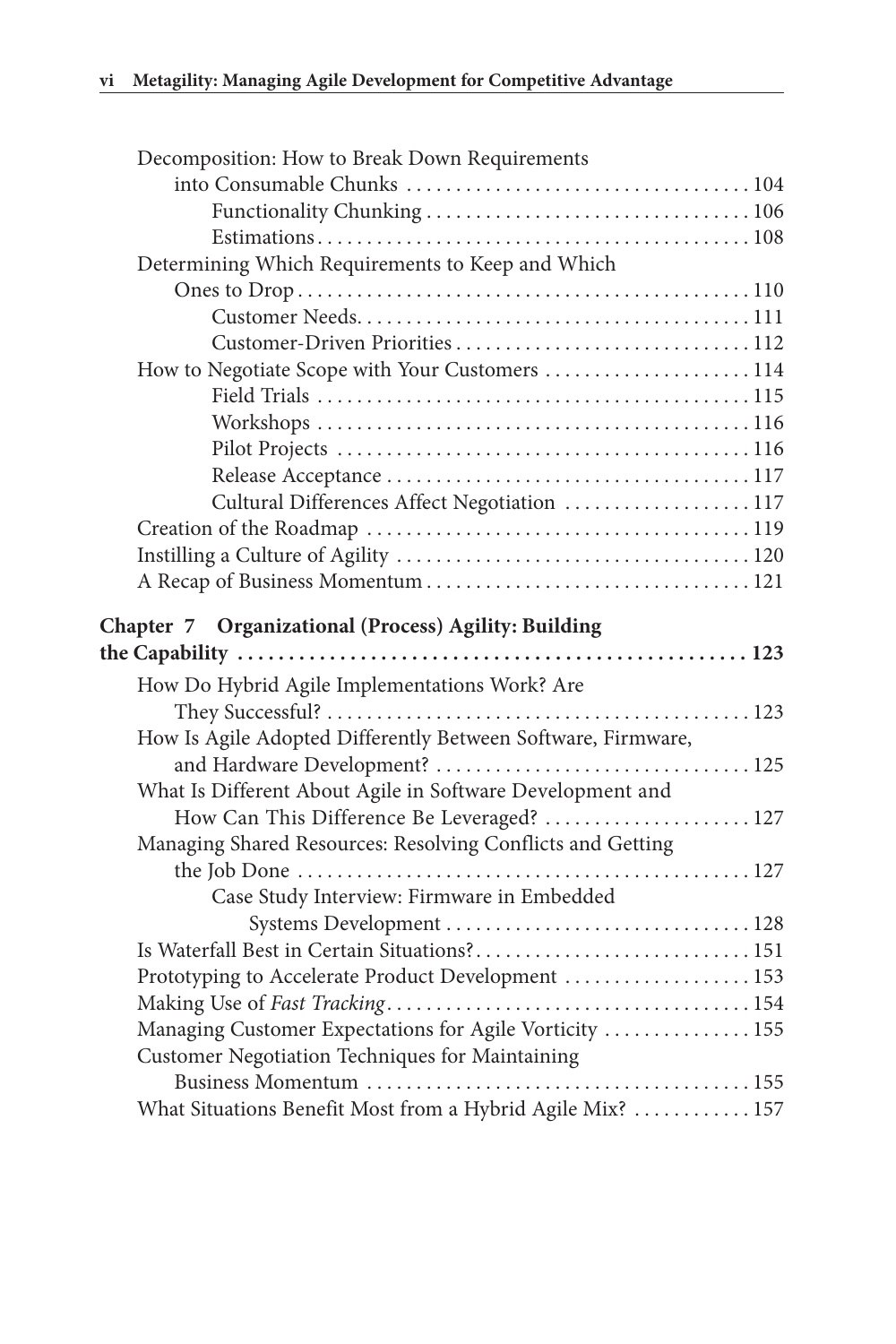- Decomposition: How to Break Down Requirements into Consumable Chunks ... 104
  - Functionality Chunking ... 106
  - Estimations ... 108
- Determining Which Requirements to Keep and Which Ones to Drop ... 110
  - Customer Needs ... 111
  - Customer-Driven Priorities ... 112
- How to Negotiate Scope with Your Customers ... 114
  - Field Trials ... 115
  - Workshops ... 116
  - Pilot Projects ... 116
  - Release Acceptance ... 117
  - Cultural Differences Affect Negotiation ... 117
- Creation of the Roadmap ... 119
- Instilling a Culture of Agility ... 120
- A Recap of Business Momentum ... 121

**Chapter 7 Organizational (Process) Agility: Building the Capability ... 123**

- How Do Hybrid Agile Implementations Work? Are They Successful? ... 123
- How Is Agile Adopted Differently Between Software, Firmware, and Hardware Development? ... 125
- What Is Different About Agile in Software Development and How Can This Difference Be Leveraged? ... 127
- Managing Shared Resources: Resolving Conflicts and Getting the Job Done ... 127
  - Case Study Interview: Firmware in Embedded Systems Development ... 128
- Is Waterfall Best in Certain Situations? ... 151
- Prototyping to Accelerate Product Development ... 153
- Making Use of *Fast Tracking* ... 154
- Managing Customer Expectations for Agile Vorticity ... 155
- Customer Negotiation Techniques for Maintaining Business Momentum ... 155
- What Situations Benefit Most from a Hybrid Agile Mix? ... 157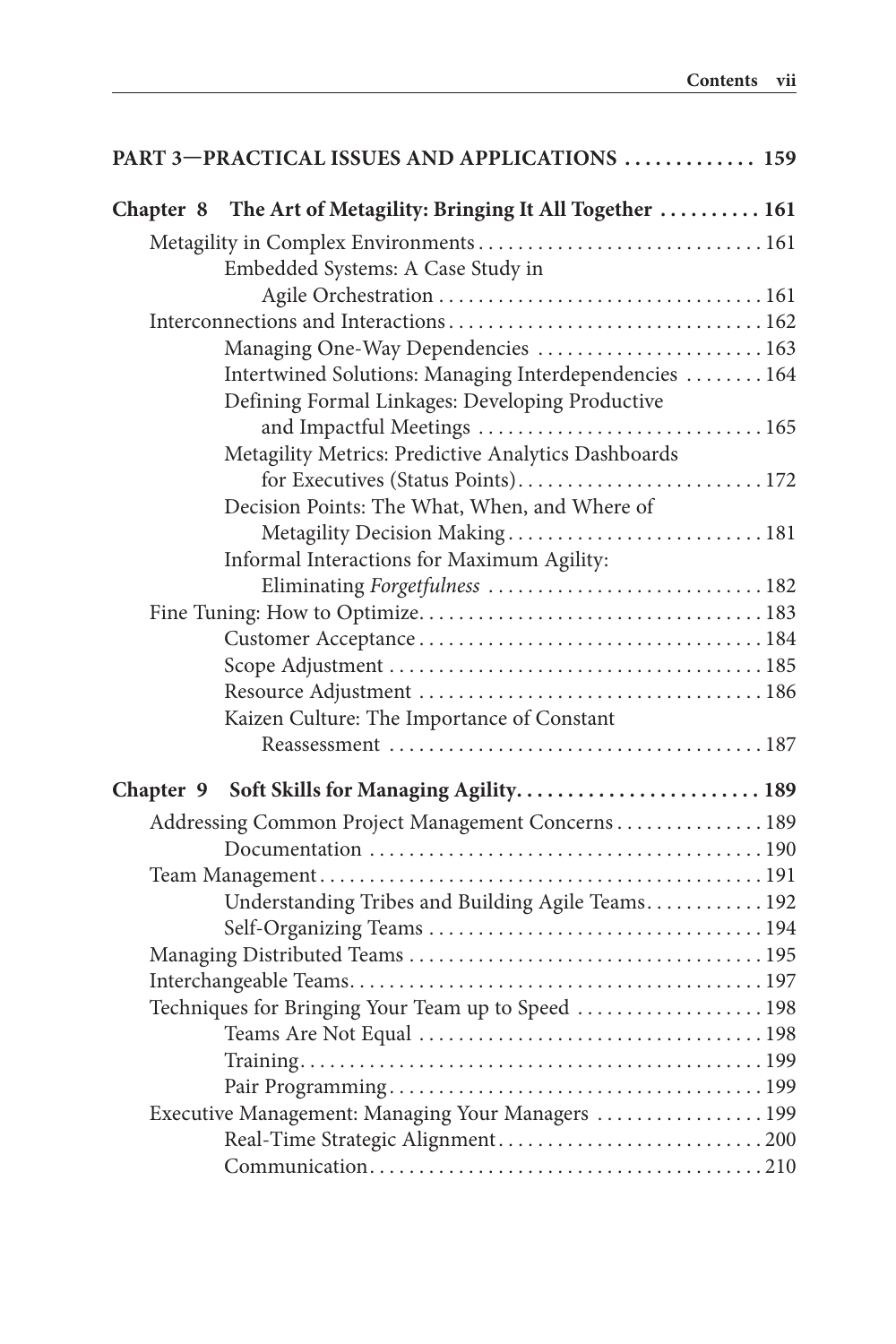**PART 3—PRACTICAL ISSUES AND APPLICATIONS ............. 159**

**Chapter 8 The Art of Metagility: Bringing It All Together .......... 161**

Metagility in Complex Environments ............................ 161
- Embedded Systems: A Case Study in Agile Orchestration ................................ 161

Interconnections and Interactions ................................ 162
- Managing One-Way Dependencies ....................... 163
- Intertwined Solutions: Managing Interdependencies ........ 164
- Defining Formal Linkages: Developing Productive and Impactful Meetings ............................ 165
- Metagility Metrics: Predictive Analytics Dashboards for Executives (Status Points) ......................... 172
- Decision Points: The What, When, and Where of Metagility Decision Making .......................... 181
- Informal Interactions for Maximum Agility: Eliminating *Forgetfulness* ............................ 182

Fine Tuning: How to Optimize .................................. 183
- Customer Acceptance .................................. 184
- Scope Adjustment ..................................... 185
- Resource Adjustment .................................. 186
- Kaizen Culture: The Importance of Constant Reassessment ...................................... 187

**Chapter 9 Soft Skills for Managing Agility ........................ 189**

Addressing Common Project Management Concerns ............... 189
- Documentation ........................................ 190

Team Management ............................................. 191
- Understanding Tribes and Building Agile Teams ............ 192
- Self-Organizing Teams .................................. 194

Managing Distributed Teams .................................... 195

Interchangeable Teams ......................................... 197

Techniques for Bringing Your Team up to Speed ................... 198
- Teams Are Not Equal .................................. 198
- Training ............................................... 199
- Pair Programming ...................................... 199

Executive Management: Managing Your Managers ................. 199
- Real-Time Strategic Alignment ........................... 200
- Communication ........................................ 210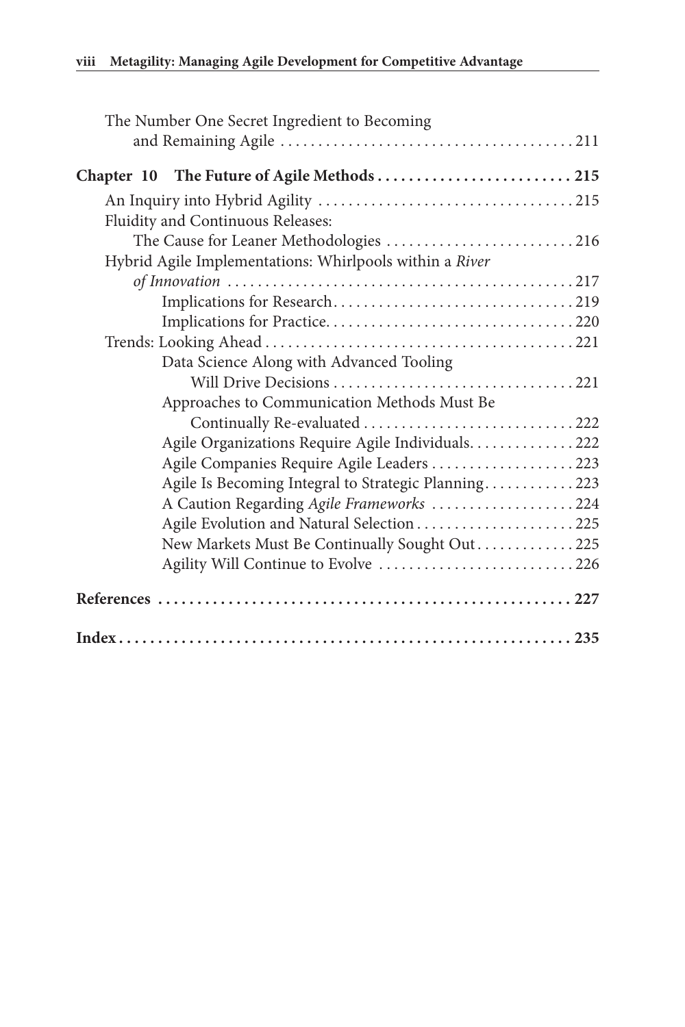The Number One Secret Ingredient to Becoming and Remaining Agile ........................................ 211

**Chapter 10 The Future of Agile Methods .......................... 215**

An Inquiry into Hybrid Agility .................................. 215
Fluidity and Continuous Releases: The Cause for Leaner Methodologies .......................... 216
Hybrid Agile Implementations: Whirlpools within a *River of Innovation* .............................................. 217
- Implications for Research................................ 219
- Implications for Practice................................. 220

Trends: Looking Ahead ......................................... 221
- Data Science Along with Advanced Tooling Will Drive Decisions ................................ 221
- Approaches to Communication Methods Must Be Continually Re-evaluated ............................ 222
- Agile Organizations Require Agile Individuals.............. 222
- Agile Companies Require Agile Leaders ..................... 223
- Agile Is Becoming Integral to Strategic Planning............ 223
- A Caution Regarding *Agile Frameworks* ..................... 224
- Agile Evolution and Natural Selection...................... 225
- New Markets Must Be Continually Sought Out............. 225
- Agility Will Continue to Evolve ........................... 226

**References ..................................................... 227**

**Index........................................................... 235**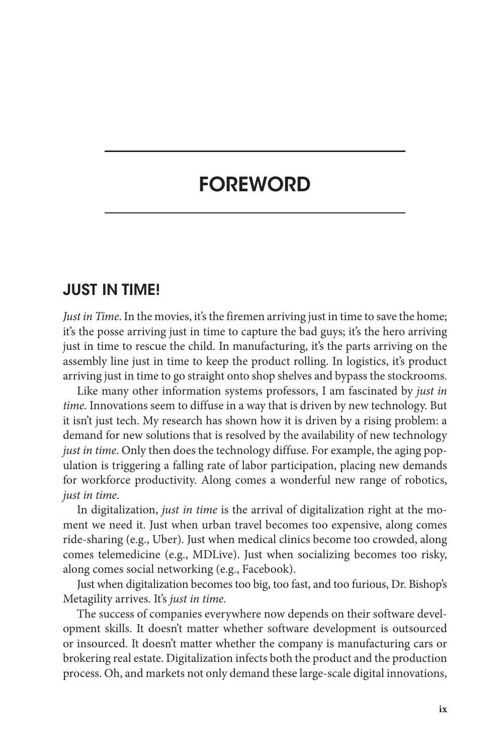# FOREWORD

## JUST IN TIME!

*Just in Time*. In the movies, it's the firemen arriving just in time to save the home; it's the posse arriving just in time to capture the bad guys; it's the hero arriving just in time to rescue the child. In manufacturing, it's the parts arriving on the assembly line just in time to keep the product rolling. In logistics, it's product arriving just in time to go straight onto shop shelves and bypass the stockrooms.

Like many other information systems professors, I am fascinated by *just in time*. Innovations seem to diffuse in a way that is driven by new technology. But it isn't just tech. My research has shown how it is driven by a rising problem: a demand for new solutions that is resolved by the availability of new technology *just in time*. Only then does the technology diffuse. For example, the aging population is triggering a falling rate of labor participation, placing new demands for workforce productivity. Along comes a wonderful new range of robotics, *just in time*.

In digitalization, *just in time* is the arrival of digitalization right at the moment we need it. Just when urban travel becomes too expensive, along comes ride-sharing (e.g., Uber). Just when medical clinics become too crowded, along comes telemedicine (e.g., MDLive). Just when socializing becomes too risky, along comes social networking (e.g., Facebook).

Just when digitalization becomes too big, too fast, and too furious, Dr. Bishop's Metagility arrives. It's *just in time*.

The success of companies everywhere now depends on their software development skills. It doesn't matter whether software development is outsourced or insourced. It doesn't matter whether the company is manufacturing cars or brokering real estate. Digitalization infects both the product and the production process. Oh, and markets not only demand these large-scale digital innovations,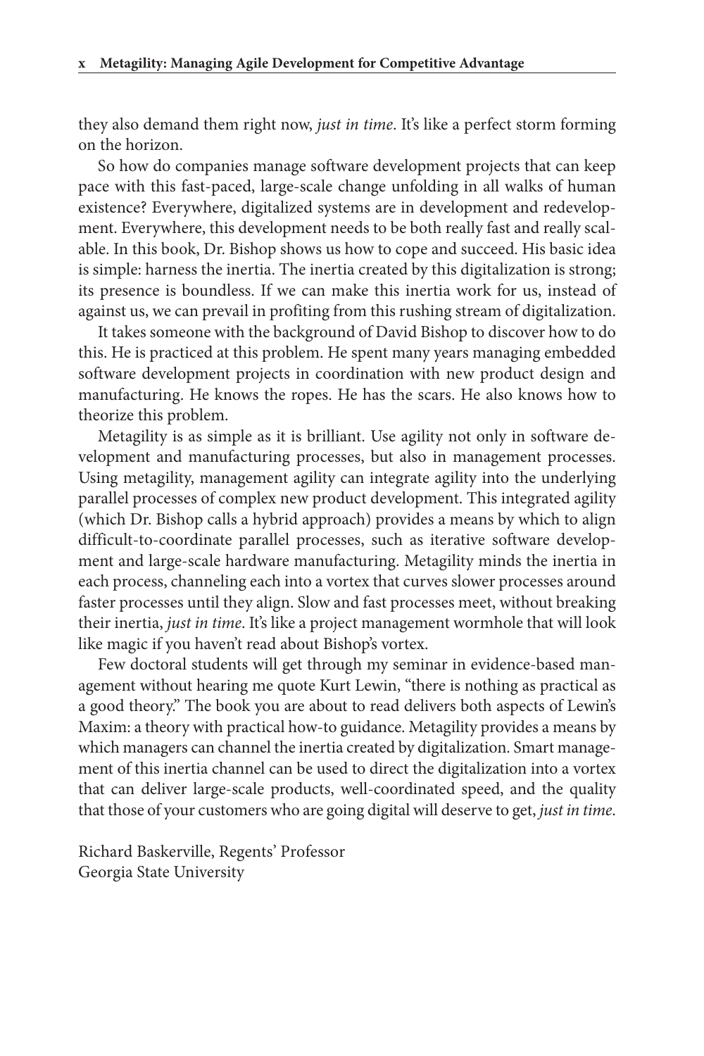they also demand them right now, *just in time*. It's like a perfect storm forming on the horizon.

So how do companies manage software development projects that can keep pace with this fast-paced, large-scale change unfolding in all walks of human existence? Everywhere, digitalized systems are in development and redevelopment. Everywhere, this development needs to be both really fast and really scalable. In this book, Dr. Bishop shows us how to cope and succeed. His basic idea is simple: harness the inertia. The inertia created by this digitalization is strong; its presence is boundless. If we can make this inertia work for us, instead of against us, we can prevail in profiting from this rushing stream of digitalization.

It takes someone with the background of David Bishop to discover how to do this. He is practiced at this problem. He spent many years managing embedded software development projects in coordination with new product design and manufacturing. He knows the ropes. He has the scars. He also knows how to theorize this problem.

Metagility is as simple as it is brilliant. Use agility not only in software development and manufacturing processes, but also in management processes. Using metagility, management agility can integrate agility into the underlying parallel processes of complex new product development. This integrated agility (which Dr. Bishop calls a hybrid approach) provides a means by which to align difficult-to-coordinate parallel processes, such as iterative software development and large-scale hardware manufacturing. Metagility minds the inertia in each process, channeling each into a vortex that curves slower processes around faster processes until they align. Slow and fast processes meet, without breaking their inertia, *just in time*. It's like a project management wormhole that will look like magic if you haven't read about Bishop's vortex.

Few doctoral students will get through my seminar in evidence-based management without hearing me quote Kurt Lewin, "there is nothing as practical as a good theory." The book you are about to read delivers both aspects of Lewin's Maxim: a theory with practical how-to guidance. Metagility provides a means by which managers can channel the inertia created by digitalization. Smart management of this inertia channel can be used to direct the digitalization into a vortex that can deliver large-scale products, well-coordinated speed, and the quality that those of your customers who are going digital will deserve to get, *just in time*.

Richard Baskerville, Regents' Professor
Georgia State University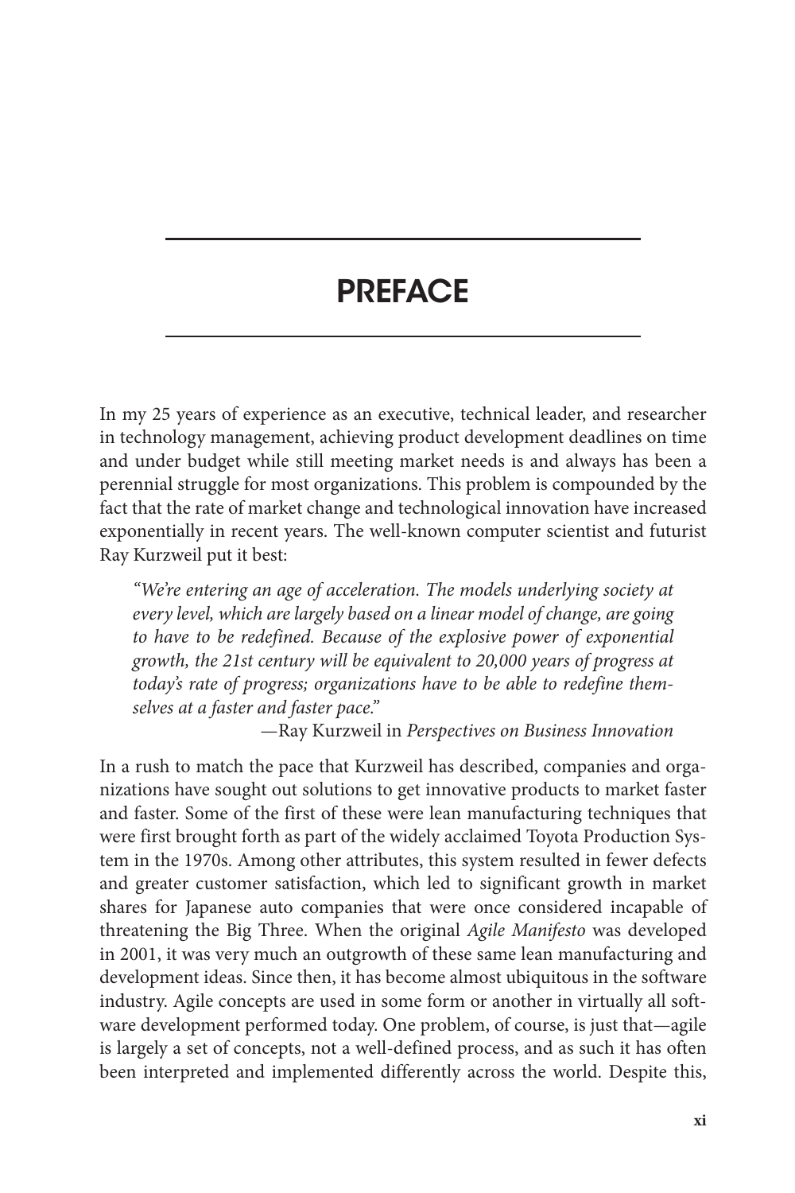# PREFACE

In my 25 years of experience as an executive, technical leader, and researcher in technology management, achieving product development deadlines on time and under budget while still meeting market needs is and always has been a perennial struggle for most organizations. This problem is compounded by the fact that the rate of market change and technological innovation have increased exponentially in recent years. The well-known computer scientist and futurist Ray Kurzweil put it best:

> *"We're entering an age of acceleration. The models underlying society at every level, which are largely based on a linear model of change, are going to have to be redefined. Because of the explosive power of exponential growth, the 21st century will be equivalent to 20,000 years of progress at today's rate of progress; organizations have to be able to redefine themselves at a faster and faster pace."*
>
> —Ray Kurzweil in *Perspectives on Business Innovation*

In a rush to match the pace that Kurzweil has described, companies and organizations have sought out solutions to get innovative products to market faster and faster. Some of the first of these were lean manufacturing techniques that were first brought forth as part of the widely acclaimed Toyota Production System in the 1970s. Among other attributes, this system resulted in fewer defects and greater customer satisfaction, which led to significant growth in market shares for Japanese auto companies that were once considered incapable of threatening the Big Three. When the original *Agile Manifesto* was developed in 2001, it was very much an outgrowth of these same lean manufacturing and development ideas. Since then, it has become almost ubiquitous in the software industry. Agile concepts are used in some form or another in virtually all software development performed today. One problem, of course, is just that—agile is largely a set of concepts, not a well-defined process, and as such it has often been interpreted and implemented differently across the world. Despite this,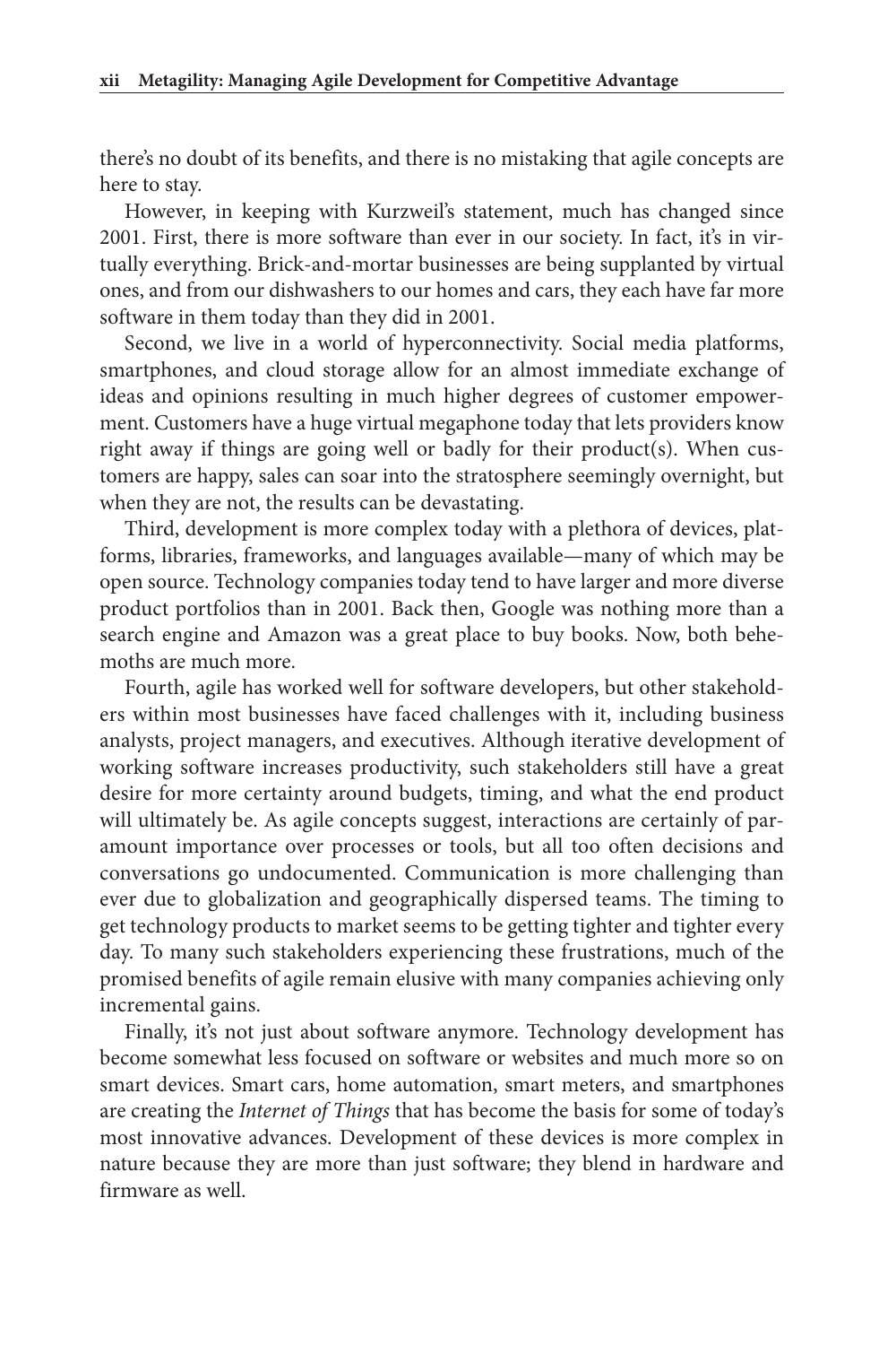there's no doubt of its benefits, and there is no mistaking that agile concepts are here to stay.

However, in keeping with Kurzweil's statement, much has changed since 2001. First, there is more software than ever in our society. In fact, it's in virtually everything. Brick-and-mortar businesses are being supplanted by virtual ones, and from our dishwashers to our homes and cars, they each have far more software in them today than they did in 2001.

Second, we live in a world of hyperconnectivity. Social media platforms, smartphones, and cloud storage allow for an almost immediate exchange of ideas and opinions resulting in much higher degrees of customer empowerment. Customers have a huge virtual megaphone today that lets providers know right away if things are going well or badly for their product(s). When customers are happy, sales can soar into the stratosphere seemingly overnight, but when they are not, the results can be devastating.

Third, development is more complex today with a plethora of devices, platforms, libraries, frameworks, and languages available—many of which may be open source. Technology companies today tend to have larger and more diverse product portfolios than in 2001. Back then, Google was nothing more than a search engine and Amazon was a great place to buy books. Now, both behemoths are much more.

Fourth, agile has worked well for software developers, but other stakeholders within most businesses have faced challenges with it, including business analysts, project managers, and executives. Although iterative development of working software increases productivity, such stakeholders still have a great desire for more certainty around budgets, timing, and what the end product will ultimately be. As agile concepts suggest, interactions are certainly of paramount importance over processes or tools, but all too often decisions and conversations go undocumented. Communication is more challenging than ever due to globalization and geographically dispersed teams. The timing to get technology products to market seems to be getting tighter and tighter every day. To many such stakeholders experiencing these frustrations, much of the promised benefits of agile remain elusive with many companies achieving only incremental gains.

Finally, it's not just about software anymore. Technology development has become somewhat less focused on software or websites and much more so on smart devices. Smart cars, home automation, smart meters, and smartphones are creating the *Internet of Things* that has become the basis for some of today's most innovative advances. Development of these devices is more complex in nature because they are more than just software; they blend in hardware and firmware as well.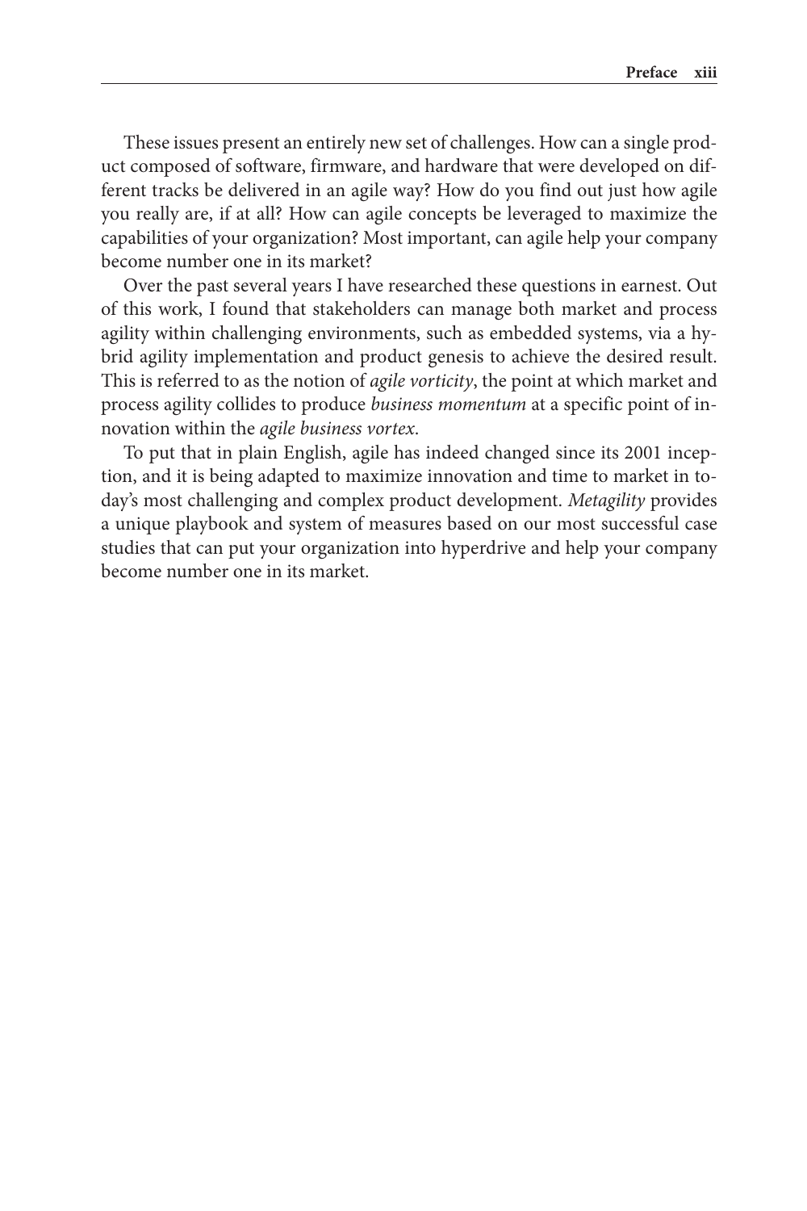These issues present an entirely new set of challenges. How can a single product composed of software, firmware, and hardware that were developed on different tracks be delivered in an agile way? How do you find out just how agile you really are, if at all? How can agile concepts be leveraged to maximize the capabilities of your organization? Most important, can agile help your company become number one in its market?

Over the past several years I have researched these questions in earnest. Out of this work, I found that stakeholders can manage both market and process agility within challenging environments, such as embedded systems, via a hybrid agility implementation and product genesis to achieve the desired result. This is referred to as the notion of *agile vorticity*, the point at which market and process agility collides to produce *business momentum* at a specific point of innovation within the *agile business vortex*.

To put that in plain English, agile has indeed changed since its 2001 inception, and it is being adapted to maximize innovation and time to market in today's most challenging and complex product development. *Metagility* provides a unique playbook and system of measures based on our most successful case studies that can put your organization into hyperdrive and help your company become number one in its market.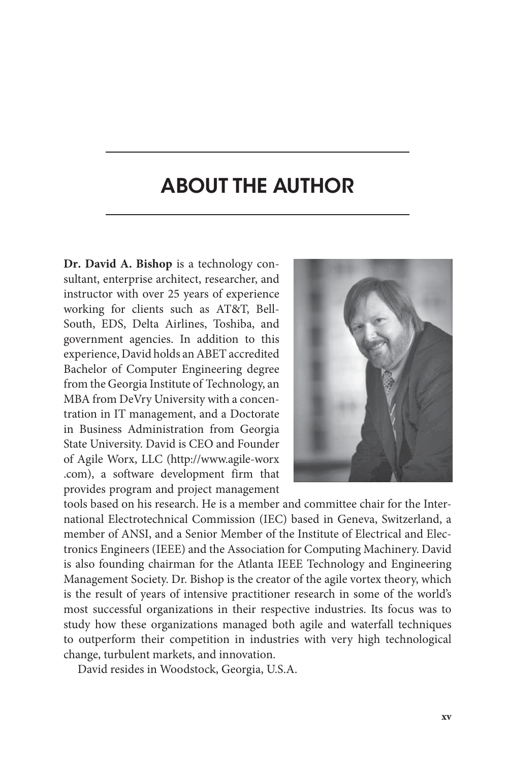# ABOUT THE AUTHOR

**Dr. David A. Bishop** is a technology consultant, enterprise architect, researcher, and instructor with over 25 years of experience working for clients such as AT&T, BellSouth, EDS, Delta Airlines, Toshiba, and government agencies. In addition to this experience, David holds an ABET accredited Bachelor of Computer Engineering degree from the Georgia Institute of Technology, an MBA from DeVry University with a concentration in IT management, and a Doctorate in Business Administration from Georgia State University. David is CEO and Founder of Agile Worx, LLC (http://www.agile-worx.com), a software development firm that provides program and project management tools based on his research. He is a member and committee chair for the International Electrotechnical Commission (IEC) based in Geneva, Switzerland, a member of ANSI, and a Senior Member of the Institute of Electrical and Electronics Engineers (IEEE) and the Association for Computing Machinery. David is also founding chairman for the Atlanta IEEE Technology and Engineering Management Society. Dr. Bishop is the creator of the agile vortex theory, which is the result of years of intensive practitioner research in some of the world's most successful organizations in their respective industries. Its focus was to study how these organizations managed both agile and waterfall techniques to outperform their competition in industries with very high technological change, turbulent markets, and innovation.

David resides in Woodstock, Georgia, U.S.A.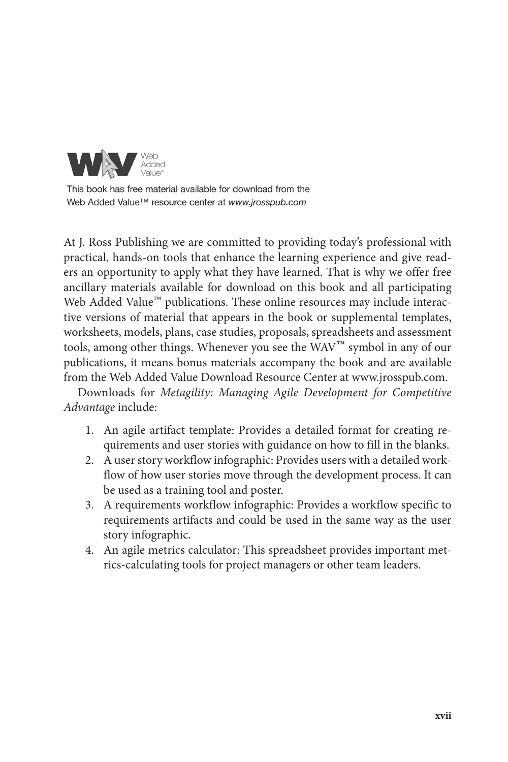WAV Web Added Value™

This book has free material available for download from the Web Added Value™ resource center at *www.jrosspub.com*

At J. Ross Publishing we are committed to providing today's professional with practical, hands-on tools that enhance the learning experience and give readers an opportunity to apply what they have learned. That is why we offer free ancillary materials available for download on this book and all participating Web Added Value™ publications. These online resources may include interactive versions of material that appears in the book or supplemental templates, worksheets, models, plans, case studies, proposals, spreadsheets and assessment tools, among other things. Whenever you see the WAV™ symbol in any of our publications, it means bonus materials accompany the book and are available from the Web Added Value Download Resource Center at www.jrosspub.com.

Downloads for *Metagility: Managing Agile Development for Competitive Advantage* include:

1. An agile artifact template: Provides a detailed format for creating requirements and user stories with guidance on how to fill in the blanks.
2. A user story workflow infographic: Provides users with a detailed workflow of how user stories move through the development process. It can be used as a training tool and poster.
3. A requirements workflow infographic: Provides a workflow specific to requirements artifacts and could be used in the same way as the user story infographic.
4. An agile metrics calculator: This spreadsheet provides important metrics-calculating tools for project managers or other team leaders.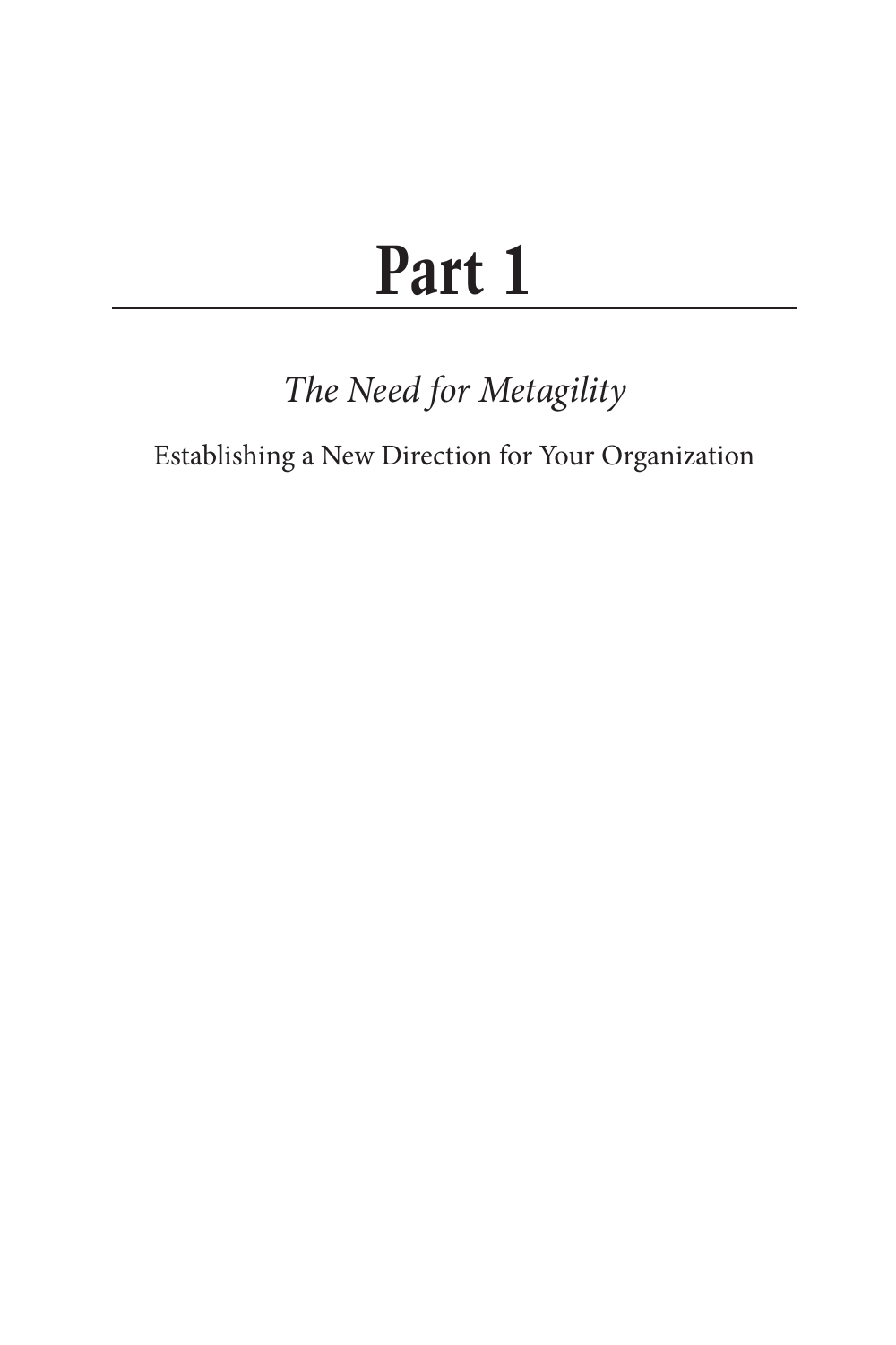# Part 1

*The Need for Metagility*

Establishing a New Direction for Your Organization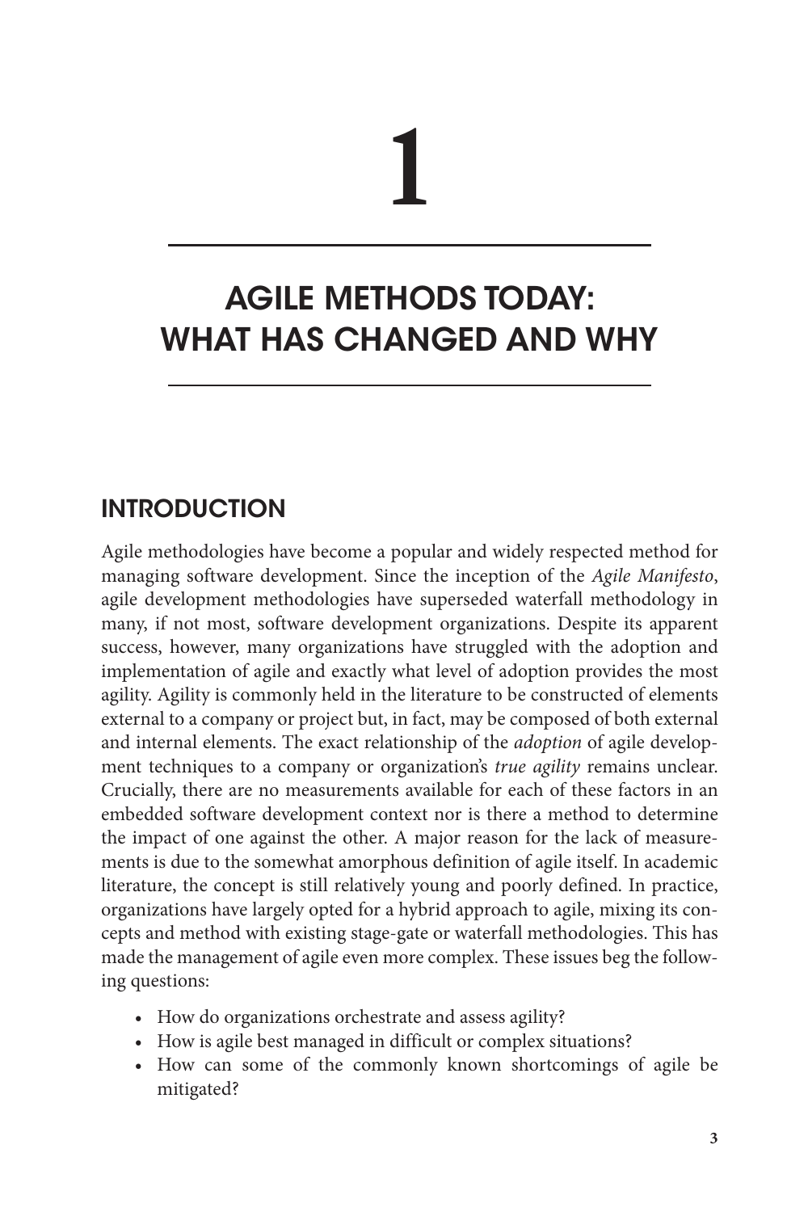# 1

# AGILE METHODS TODAY: WHAT HAS CHANGED AND WHY

## INTRODUCTION

Agile methodologies have become a popular and widely respected method for managing software development. Since the inception of the *Agile Manifesto*, agile development methodologies have superseded waterfall methodology in many, if not most, software development organizations. Despite its apparent success, however, many organizations have struggled with the adoption and implementation of agile and exactly what level of adoption provides the most agility. Agility is commonly held in the literature to be constructed of elements external to a company or project but, in fact, may be composed of both external and internal elements. The exact relationship of the *adoption* of agile development techniques to a company or organization's *true agility* remains unclear. Crucially, there are no measurements available for each of these factors in an embedded software development context nor is there a method to determine the impact of one against the other. A major reason for the lack of measurements is due to the somewhat amorphous definition of agile itself. In academic literature, the concept is still relatively young and poorly defined. In practice, organizations have largely opted for a hybrid approach to agile, mixing its concepts and method with existing stage-gate or waterfall methodologies. This has made the management of agile even more complex. These issues beg the following questions:

- How do organizations orchestrate and assess agility?
- How is agile best managed in difficult or complex situations?
- How can some of the commonly known shortcomings of agile be mitigated?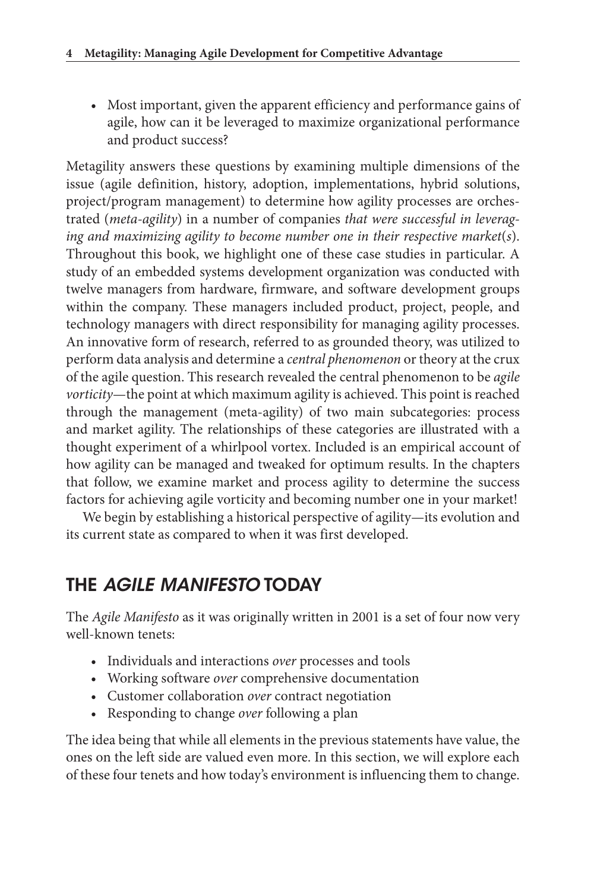- Most important, given the apparent efficiency and performance gains of agile, how can it be leveraged to maximize organizational performance and product success?

Metagility answers these questions by examining multiple dimensions of the issue (agile definition, history, adoption, implementations, hybrid solutions, project/program management) to determine how agility processes are orchestrated (*meta-agility*) in a number of companies *that were successful in leveraging and maximizing agility to become number one in their respective market*(*s*). Throughout this book, we highlight one of these case studies in particular. A study of an embedded systems development organization was conducted with twelve managers from hardware, firmware, and software development groups within the company. These managers included product, project, people, and technology managers with direct responsibility for managing agility processes. An innovative form of research, referred to as grounded theory, was utilized to perform data analysis and determine a *central phenomenon* or theory at the crux of the agile question. This research revealed the central phenomenon to be *agile vorticity*—the point at which maximum agility is achieved. This point is reached through the management (meta-agility) of two main subcategories: process and market agility. The relationships of these categories are illustrated with a thought experiment of a whirlpool vortex. Included is an empirical account of how agility can be managed and tweaked for optimum results. In the chapters that follow, we examine market and process agility to determine the success factors for achieving agile vorticity and becoming number one in your market!

We begin by establishing a historical perspective of agility—its evolution and its current state as compared to when it was first developed.

## THE *AGILE MANIFESTO* TODAY

The *Agile Manifesto* as it was originally written in 2001 is a set of four now very well-known tenets:

- Individuals and interactions *over* processes and tools
- Working software *over* comprehensive documentation
- Customer collaboration *over* contract negotiation
- Responding to change *over* following a plan

The idea being that while all elements in the previous statements have value, the ones on the left side are valued even more. In this section, we will explore each of these four tenets and how today's environment is influencing them to change.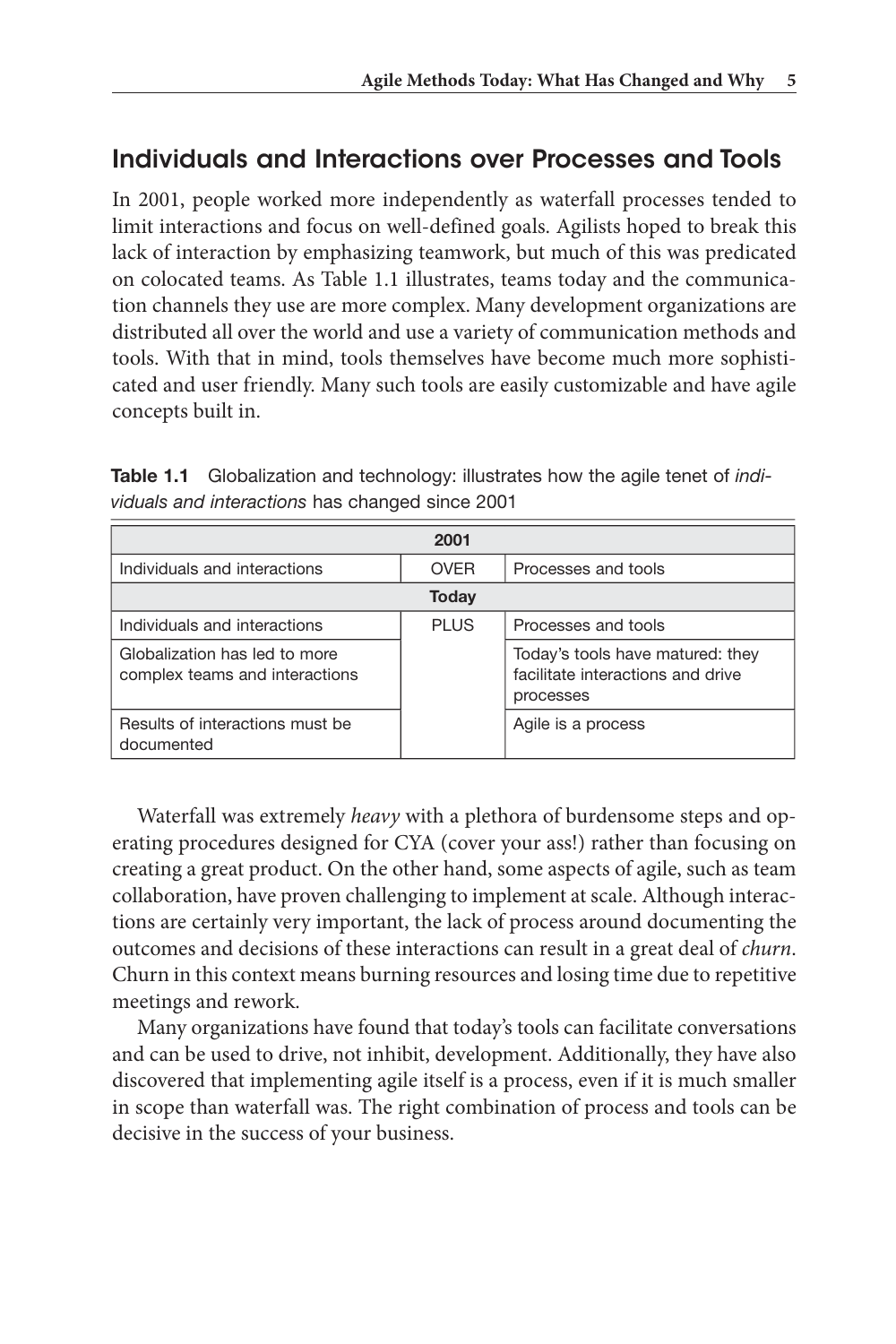## Individuals and Interactions over Processes and Tools

In 2001, people worked more independently as waterfall processes tended to limit interactions and focus on well-defined goals. Agilists hoped to break this lack of interaction by emphasizing teamwork, but much of this was predicated on colocated teams. As Table 1.1 illustrates, teams today and the communication channels they use are more complex. Many development organizations are distributed all over the world and use a variety of communication methods and tools. With that in mind, tools themselves have become much more sophisticated and user friendly. Many such tools are easily customizable and have agile concepts built in.

**Table 1.1** Globalization and technology: illustrates how the agile tenet of *individuals and interactions* has changed since 2001

| 2001 | | |
|---|---|---|
| Individuals and interactions | OVER | Processes and tools |
| **Today** | | |
| Individuals and interactions | PLUS | Processes and tools |
| Globalization has led to more complex teams and interactions | | Today's tools have matured: they facilitate interactions and drive processes |
| Results of interactions must be documented | | Agile is a process |

Waterfall was extremely *heavy* with a plethora of burdensome steps and operating procedures designed for CYA (cover your ass!) rather than focusing on creating a great product. On the other hand, some aspects of agile, such as team collaboration, have proven challenging to implement at scale. Although interactions are certainly very important, the lack of process around documenting the outcomes and decisions of these interactions can result in a great deal of *churn*. Churn in this context means burning resources and losing time due to repetitive meetings and rework.

Many organizations have found that today's tools can facilitate conversations and can be used to drive, not inhibit, development. Additionally, they have also discovered that implementing agile itself is a process, even if it is much smaller in scope than waterfall was. The right combination of process and tools can be decisive in the success of your business.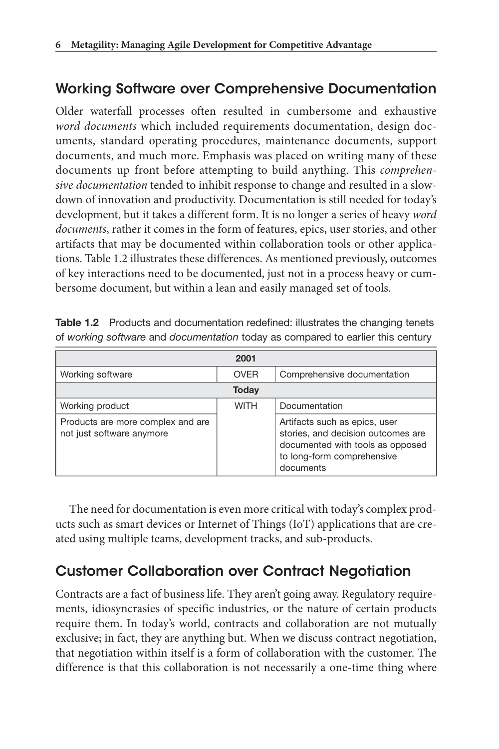## Working Software over Comprehensive Documentation

Older waterfall processes often resulted in cumbersome and exhaustive *word documents* which included requirements documentation, design documents, standard operating procedures, maintenance documents, support documents, and much more. Emphasis was placed on writing many of these documents up front before attempting to build anything. This *comprehensive documentation* tended to inhibit response to change and resulted in a slowdown of innovation and productivity. Documentation is still needed for today's development, but it takes a different form. It is no longer a series of heavy *word documents*, rather it comes in the form of features, epics, user stories, and other artifacts that may be documented within collaboration tools or other applications. Table 1.2 illustrates these differences. As mentioned previously, outcomes of key interactions need to be documented, just not in a process heavy or cumbersome document, but within a lean and easily managed set of tools.

**Table 1.2** Products and documentation redefined: illustrates the changing tenets of *working software* and *documentation* today as compared to earlier this century

| **2001** | | |
|---|---|---|
| Working software | OVER | Comprehensive documentation |
| **Today** | | |
| Working product | WITH | Documentation |
| Products are more complex and are not just software anymore | | Artifacts such as epics, user stories, and decision outcomes are documented with tools as opposed to long-form comprehensive documents |

The need for documentation is even more critical with today's complex products such as smart devices or Internet of Things (IoT) applications that are created using multiple teams, development tracks, and sub-products.

## Customer Collaboration over Contract Negotiation

Contracts are a fact of business life. They aren't going away. Regulatory requirements, idiosyncrasies of specific industries, or the nature of certain products require them. In today's world, contracts and collaboration are not mutually exclusive; in fact, they are anything but. When we discuss contract negotiation, that negotiation within itself is a form of collaboration with the customer. The difference is that this collaboration is not necessarily a one-time thing where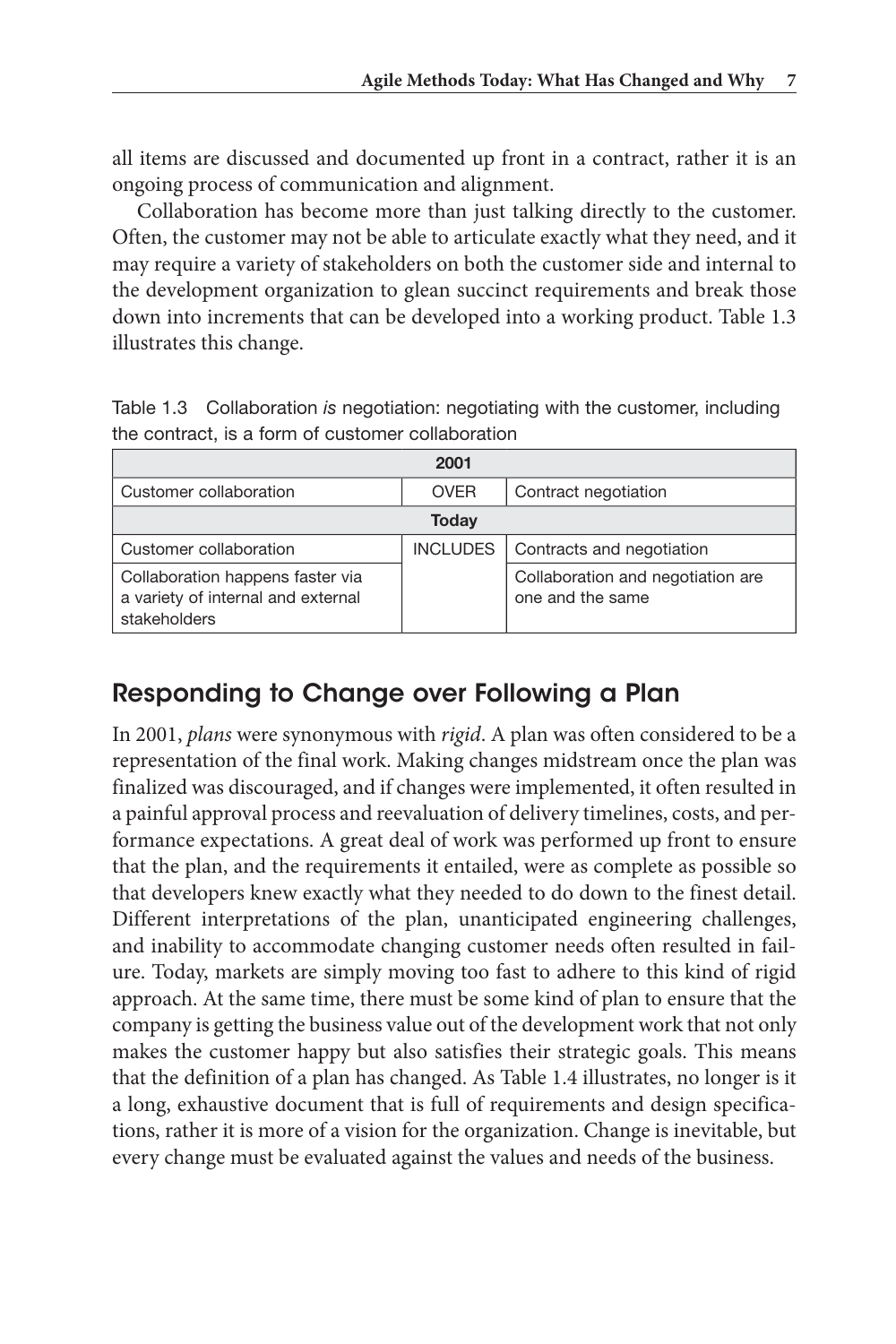all items are discussed and documented up front in a contract, rather it is an ongoing process of communication and alignment.

Collaboration has become more than just talking directly to the customer. Often, the customer may not be able to articulate exactly what they need, and it may require a variety of stakeholders on both the customer side and internal to the development organization to glean succinct requirements and break those down into increments that can be developed into a working product. Table 1.3 illustrates this change.

Table 1.3 Collaboration *is* negotiation: negotiating with the customer, including the contract, is a form of customer collaboration

| **2001** | | |
|---|---|---|
| Customer collaboration | OVER | Contract negotiation |
| **Today** | | |
| Customer collaboration | INCLUDES | Contracts and negotiation |
| Collaboration happens faster via a variety of internal and external stakeholders | | Collaboration and negotiation are one and the same |

## Responding to Change over Following a Plan

In 2001, *plans* were synonymous with *rigid*. A plan was often considered to be a representation of the final work. Making changes midstream once the plan was finalized was discouraged, and if changes were implemented, it often resulted in a painful approval process and reevaluation of delivery timelines, costs, and performance expectations. A great deal of work was performed up front to ensure that the plan, and the requirements it entailed, were as complete as possible so that developers knew exactly what they needed to do down to the finest detail. Different interpretations of the plan, unanticipated engineering challenges, and inability to accommodate changing customer needs often resulted in failure. Today, markets are simply moving too fast to adhere to this kind of rigid approach. At the same time, there must be some kind of plan to ensure that the company is getting the business value out of the development work that not only makes the customer happy but also satisfies their strategic goals. This means that the definition of a plan has changed. As Table 1.4 illustrates, no longer is it a long, exhaustive document that is full of requirements and design specifications, rather it is more of a vision for the organization. Change is inevitable, but every change must be evaluated against the values and needs of the business.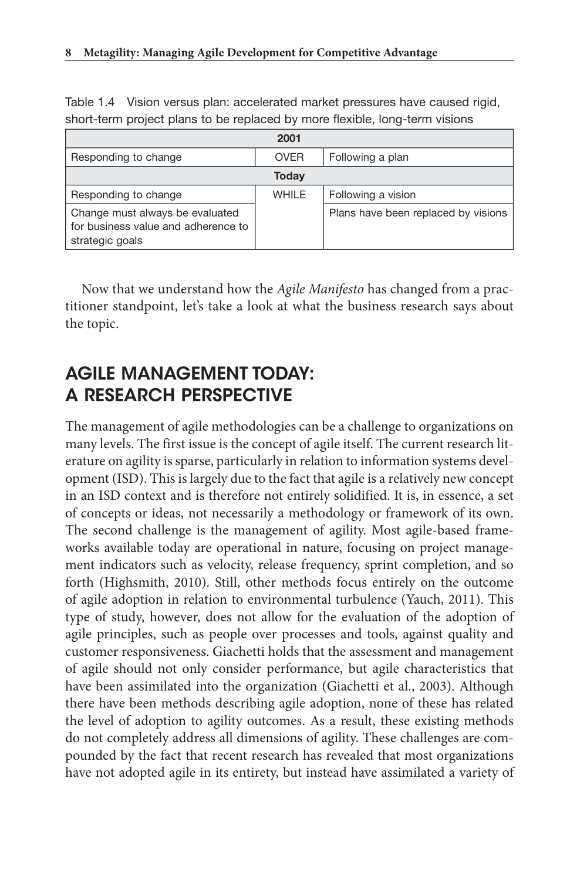Table 1.4 Vision versus plan: accelerated market pressures have caused rigid, short-term project plans to be replaced by more flexible, long-term visions

| **2001** | | |
|---|---|---|
| Responding to change | OVER | Following a plan |
| **Today** | | |
| Responding to change | WHILE | Following a vision |
| Change must always be evaluated for business value and adherence to strategic goals | | Plans have been replaced by visions |

Now that we understand how the *Agile Manifesto* has changed from a practitioner standpoint, let's take a look at what the business research says about the topic.

## AGILE MANAGEMENT TODAY: A RESEARCH PERSPECTIVE

The management of agile methodologies can be a challenge to organizations on many levels. The first issue is the concept of agile itself. The current research literature on agility is sparse, particularly in relation to information systems development (ISD). This is largely due to the fact that agile is a relatively new concept in an ISD context and is therefore not entirely solidified. It is, in essence, a set of concepts or ideas, not necessarily a methodology or framework of its own. The second challenge is the management of agility. Most agile-based frameworks available today are operational in nature, focusing on project management indicators such as velocity, release frequency, sprint completion, and so forth (Highsmith, 2010). Still, other methods focus entirely on the outcome of agile adoption in relation to environmental turbulence (Yauch, 2011). This type of study, however, does not allow for the evaluation of the adoption of agile principles, such as people over processes and tools, against quality and customer responsiveness. Giachetti holds that the assessment and management of agile should not only consider performance, but agile characteristics that have been assimilated into the organization (Giachetti et al., 2003). Although there have been methods describing agile adoption, none of these has related the level of adoption to agility outcomes. As a result, these existing methods do not completely address all dimensions of agility. These challenges are compounded by the fact that recent research has revealed that most organizations have not adopted agile in its entirety, but instead have assimilated a variety of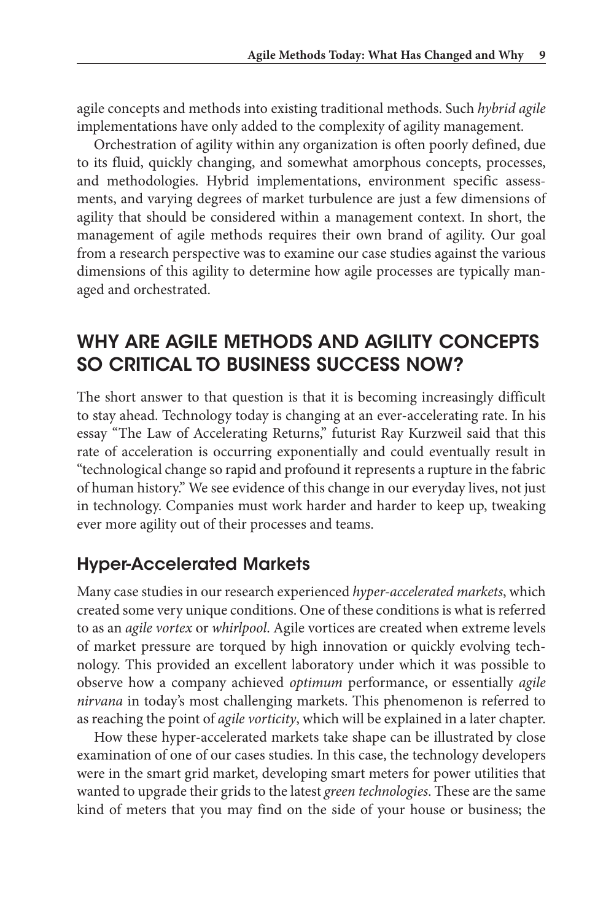agile concepts and methods into existing traditional methods. Such *hybrid agile* implementations have only added to the complexity of agility management.

Orchestration of agility within any organization is often poorly defined, due to its fluid, quickly changing, and somewhat amorphous concepts, processes, and methodologies. Hybrid implementations, environment specific assessments, and varying degrees of market turbulence are just a few dimensions of agility that should be considered within a management context. In short, the management of agile methods requires their own brand of agility. Our goal from a research perspective was to examine our case studies against the various dimensions of this agility to determine how agile processes are typically managed and orchestrated.

## WHY ARE AGILE METHODS AND AGILITY CONCEPTS SO CRITICAL TO BUSINESS SUCCESS NOW?

The short answer to that question is that it is becoming increasingly difficult to stay ahead. Technology today is changing at an ever-accelerating rate. In his essay "The Law of Accelerating Returns," futurist Ray Kurzweil said that this rate of acceleration is occurring exponentially and could eventually result in "technological change so rapid and profound it represents a rupture in the fabric of human history." We see evidence of this change in our everyday lives, not just in technology. Companies must work harder and harder to keep up, tweaking ever more agility out of their processes and teams.

### Hyper-Accelerated Markets

Many case studies in our research experienced *hyper-accelerated markets*, which created some very unique conditions. One of these conditions is what is referred to as an *agile vortex* or *whirlpool*. Agile vortices are created when extreme levels of market pressure are torqued by high innovation or quickly evolving technology. This provided an excellent laboratory under which it was possible to observe how a company achieved *optimum* performance, or essentially *agile nirvana* in today's most challenging markets. This phenomenon is referred to as reaching the point of *agile vorticity*, which will be explained in a later chapter.

How these hyper-accelerated markets take shape can be illustrated by close examination of one of our cases studies. In this case, the technology developers were in the smart grid market, developing smart meters for power utilities that wanted to upgrade their grids to the latest *green technologies*. These are the same kind of meters that you may find on the side of your house or business; the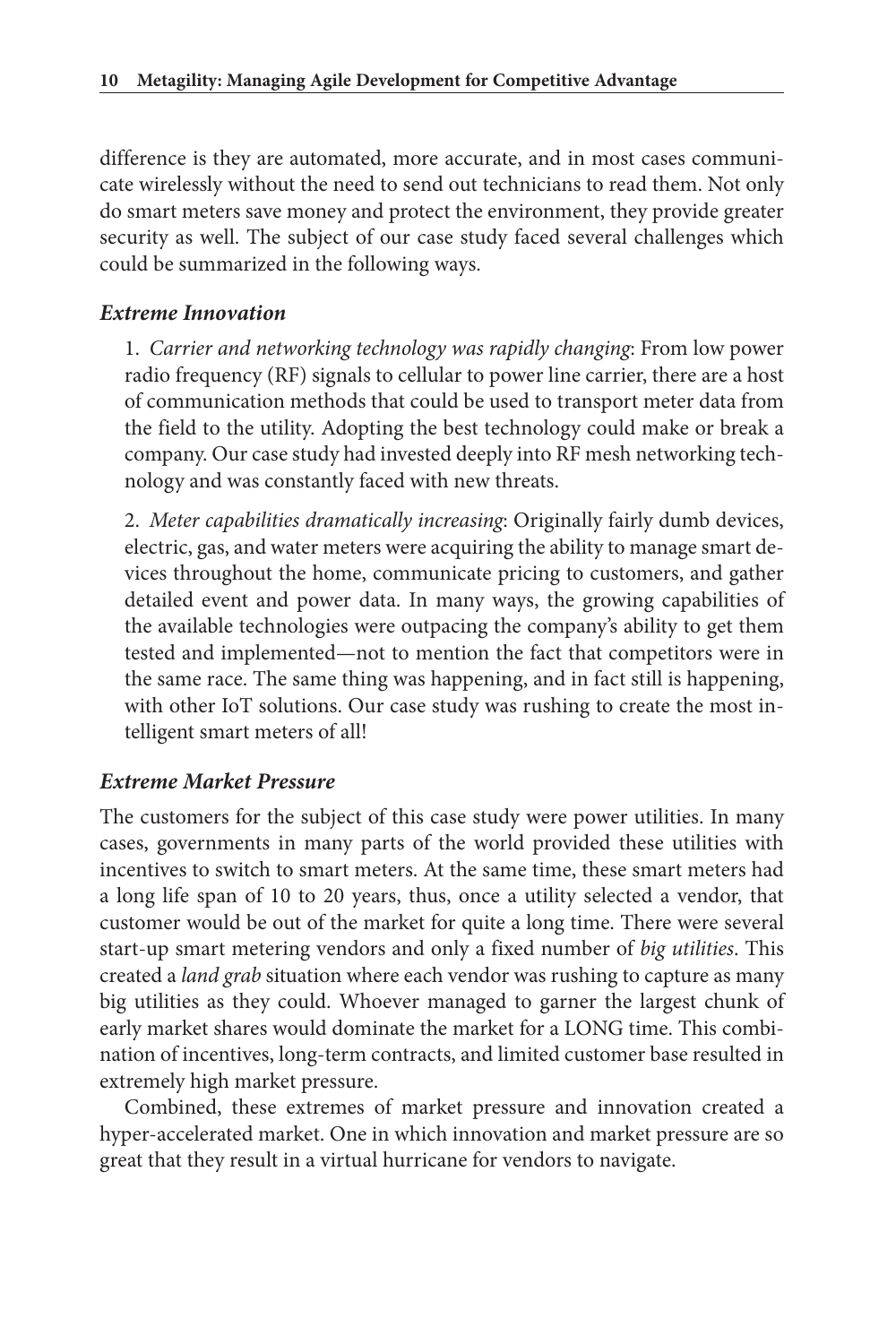difference is they are automated, more accurate, and in most cases communicate wirelessly without the need to send out technicians to read them. Not only do smart meters save money and protect the environment, they provide greater security as well. The subject of our case study faced several challenges which could be summarized in the following ways.

### *Extreme Innovation*

1. *Carrier and networking technology was rapidly changing*: From low power radio frequency (RF) signals to cellular to power line carrier, there are a host of communication methods that could be used to transport meter data from the field to the utility. Adopting the best technology could make or break a company. Our case study had invested deeply into RF mesh networking technology and was constantly faced with new threats.

2. *Meter capabilities dramatically increasing*: Originally fairly dumb devices, electric, gas, and water meters were acquiring the ability to manage smart devices throughout the home, communicate pricing to customers, and gather detailed event and power data. In many ways, the growing capabilities of the available technologies were outpacing the company's ability to get them tested and implemented—not to mention the fact that competitors were in the same race. The same thing was happening, and in fact still is happening, with other IoT solutions. Our case study was rushing to create the most intelligent smart meters of all!

### *Extreme Market Pressure*

The customers for the subject of this case study were power utilities. In many cases, governments in many parts of the world provided these utilities with incentives to switch to smart meters. At the same time, these smart meters had a long life span of 10 to 20 years, thus, once a utility selected a vendor, that customer would be out of the market for quite a long time. There were several start-up smart metering vendors and only a fixed number of *big utilities*. This created a *land grab* situation where each vendor was rushing to capture as many big utilities as they could. Whoever managed to garner the largest chunk of early market shares would dominate the market for a LONG time. This combination of incentives, long-term contracts, and limited customer base resulted in extremely high market pressure.

Combined, these extremes of market pressure and innovation created a hyper-accelerated market. One in which innovation and market pressure are so great that they result in a virtual hurricane for vendors to navigate.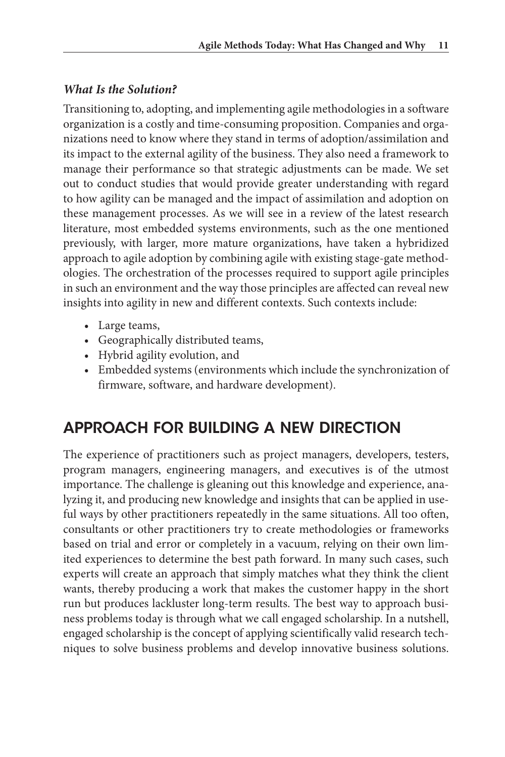### *What Is the Solution?*

Transitioning to, adopting, and implementing agile methodologies in a software organization is a costly and time-consuming proposition. Companies and organizations need to know where they stand in terms of adoption/assimilation and its impact to the external agility of the business. They also need a framework to manage their performance so that strategic adjustments can be made. We set out to conduct studies that would provide greater understanding with regard to how agility can be managed and the impact of assimilation and adoption on these management processes. As we will see in a review of the latest research literature, most embedded systems environments, such as the one mentioned previously, with larger, more mature organizations, have taken a hybridized approach to agile adoption by combining agile with existing stage-gate methodologies. The orchestration of the processes required to support agile principles in such an environment and the way those principles are affected can reveal new insights into agility in new and different contexts. Such contexts include:

- Large teams,
- Geographically distributed teams,
- Hybrid agility evolution, and
- Embedded systems (environments which include the synchronization of firmware, software, and hardware development).

## APPROACH FOR BUILDING A NEW DIRECTION

The experience of practitioners such as project managers, developers, testers, program managers, engineering managers, and executives is of the utmost importance. The challenge is gleaning out this knowledge and experience, analyzing it, and producing new knowledge and insights that can be applied in useful ways by other practitioners repeatedly in the same situations. All too often, consultants or other practitioners try to create methodologies or frameworks based on trial and error or completely in a vacuum, relying on their own limited experiences to determine the best path forward. In many such cases, such experts will create an approach that simply matches what they think the client wants, thereby producing a work that makes the customer happy in the short run but produces lackluster long-term results. The best way to approach business problems today is through what we call engaged scholarship. In a nutshell, engaged scholarship is the concept of applying scientifically valid research techniques to solve business problems and develop innovative business solutions.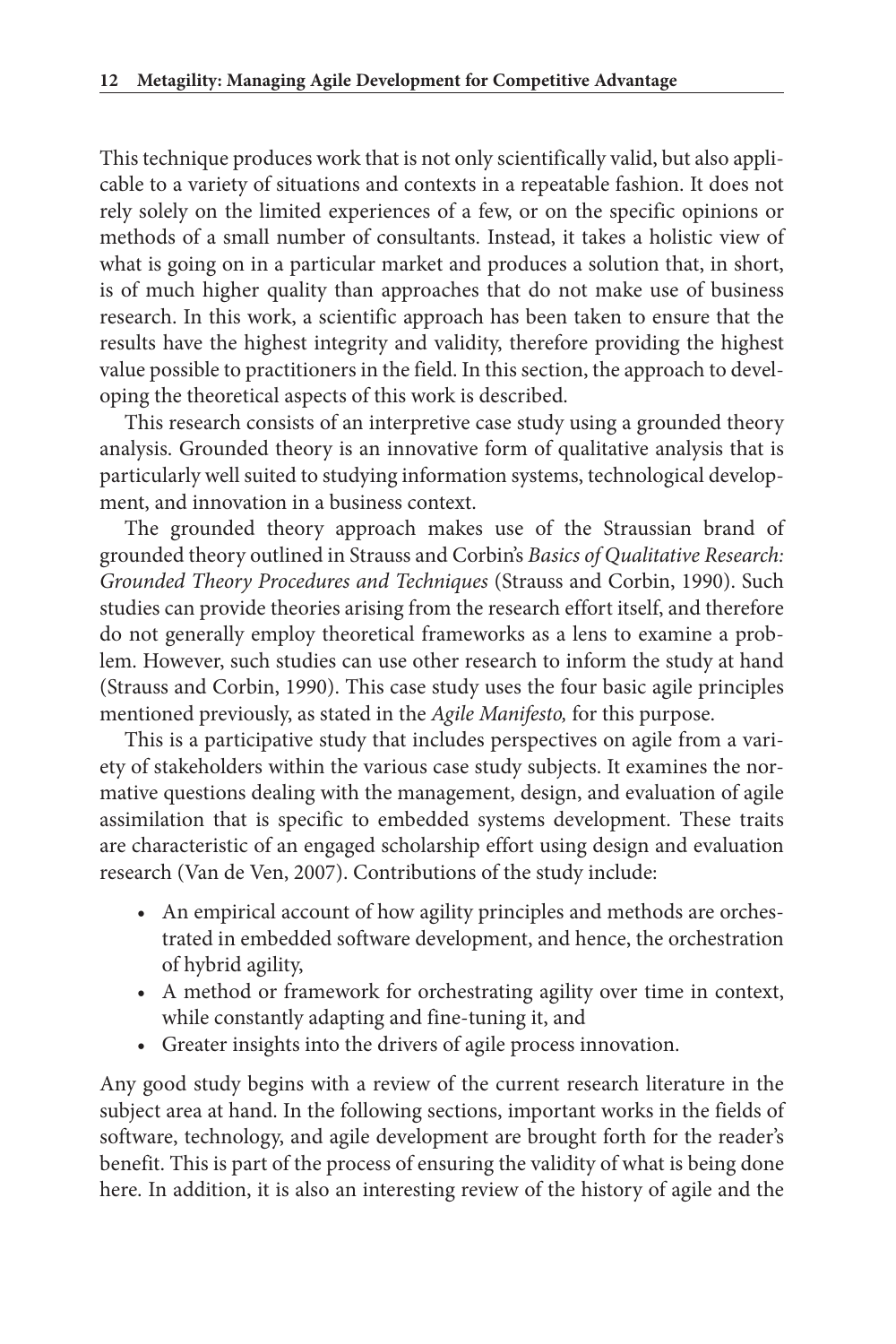This technique produces work that is not only scientifically valid, but also applicable to a variety of situations and contexts in a repeatable fashion. It does not rely solely on the limited experiences of a few, or on the specific opinions or methods of a small number of consultants. Instead, it takes a holistic view of what is going on in a particular market and produces a solution that, in short, is of much higher quality than approaches that do not make use of business research. In this work, a scientific approach has been taken to ensure that the results have the highest integrity and validity, therefore providing the highest value possible to practitioners in the field. In this section, the approach to developing the theoretical aspects of this work is described.

This research consists of an interpretive case study using a grounded theory analysis. Grounded theory is an innovative form of qualitative analysis that is particularly well suited to studying information systems, technological development, and innovation in a business context.

The grounded theory approach makes use of the Straussian brand of grounded theory outlined in Strauss and Corbin's *Basics of Qualitative Research: Grounded Theory Procedures and Techniques* (Strauss and Corbin, 1990). Such studies can provide theories arising from the research effort itself, and therefore do not generally employ theoretical frameworks as a lens to examine a problem. However, such studies can use other research to inform the study at hand (Strauss and Corbin, 1990). This case study uses the four basic agile principles mentioned previously, as stated in the *Agile Manifesto,* for this purpose.

This is a participative study that includes perspectives on agile from a variety of stakeholders within the various case study subjects. It examines the normative questions dealing with the management, design, and evaluation of agile assimilation that is specific to embedded systems development. These traits are characteristic of an engaged scholarship effort using design and evaluation research (Van de Ven, 2007). Contributions of the study include:

- An empirical account of how agility principles and methods are orchestrated in embedded software development, and hence, the orchestration of hybrid agility,
- A method or framework for orchestrating agility over time in context, while constantly adapting and fine-tuning it, and
- Greater insights into the drivers of agile process innovation.

Any good study begins with a review of the current research literature in the subject area at hand. In the following sections, important works in the fields of software, technology, and agile development are brought forth for the reader's benefit. This is part of the process of ensuring the validity of what is being done here. In addition, it is also an interesting review of the history of agile and the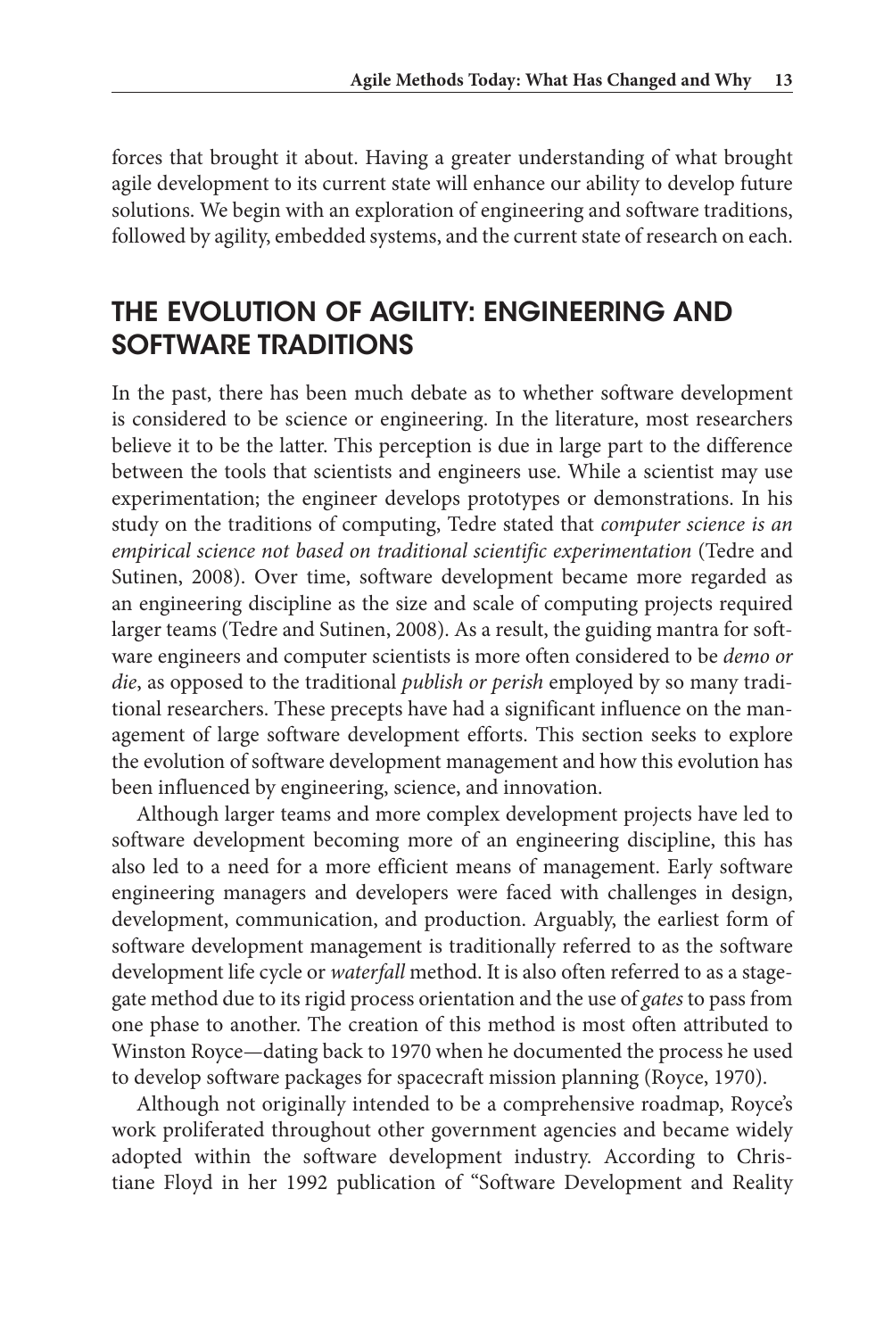forces that brought it about. Having a greater understanding of what brought agile development to its current state will enhance our ability to develop future solutions. We begin with an exploration of engineering and software traditions, followed by agility, embedded systems, and the current state of research on each.

## THE EVOLUTION OF AGILITY: ENGINEERING AND SOFTWARE TRADITIONS

In the past, there has been much debate as to whether software development is considered to be science or engineering. In the literature, most researchers believe it to be the latter. This perception is due in large part to the difference between the tools that scientists and engineers use. While a scientist may use experimentation; the engineer develops prototypes or demonstrations. In his study on the traditions of computing, Tedre stated that *computer science is an empirical science not based on traditional scientific experimentation* (Tedre and Sutinen, 2008). Over time, software development became more regarded as an engineering discipline as the size and scale of computing projects required larger teams (Tedre and Sutinen, 2008). As a result, the guiding mantra for software engineers and computer scientists is more often considered to be *demo or die*, as opposed to the traditional *publish or perish* employed by so many traditional researchers. These precepts have had a significant influence on the management of large software development efforts. This section seeks to explore the evolution of software development management and how this evolution has been influenced by engineering, science, and innovation.

Although larger teams and more complex development projects have led to software development becoming more of an engineering discipline, this has also led to a need for a more efficient means of management. Early software engineering managers and developers were faced with challenges in design, development, communication, and production. Arguably, the earliest form of software development management is traditionally referred to as the software development life cycle or *waterfall* method. It is also often referred to as a stage-gate method due to its rigid process orientation and the use of *gates* to pass from one phase to another. The creation of this method is most often attributed to Winston Royce—dating back to 1970 when he documented the process he used to develop software packages for spacecraft mission planning (Royce, 1970).

Although not originally intended to be a comprehensive roadmap, Royce's work proliferated throughout other government agencies and became widely adopted within the software development industry. According to Christiane Floyd in her 1992 publication of "Software Development and Reality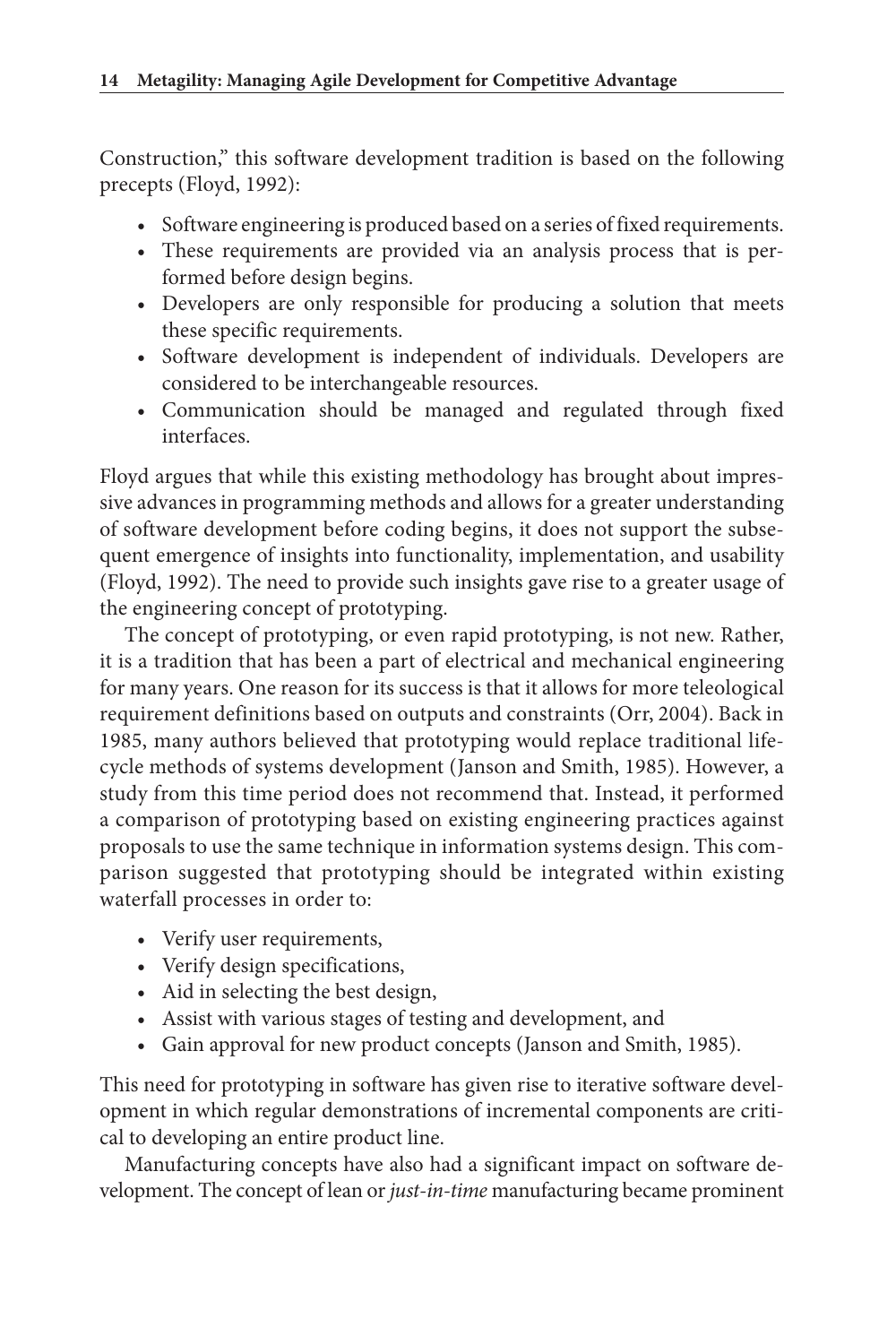Construction," this software development tradition is based on the following precepts (Floyd, 1992):

- Software engineering is produced based on a series of fixed requirements.
- These requirements are provided via an analysis process that is performed before design begins.
- Developers are only responsible for producing a solution that meets these specific requirements.
- Software development is independent of individuals. Developers are considered to be interchangeable resources.
- Communication should be managed and regulated through fixed interfaces.

Floyd argues that while this existing methodology has brought about impressive advances in programming methods and allows for a greater understanding of software development before coding begins, it does not support the subsequent emergence of insights into functionality, implementation, and usability (Floyd, 1992). The need to provide such insights gave rise to a greater usage of the engineering concept of prototyping.

The concept of prototyping, or even rapid prototyping, is not new. Rather, it is a tradition that has been a part of electrical and mechanical engineering for many years. One reason for its success is that it allows for more teleological requirement definitions based on outputs and constraints (Orr, 2004). Back in 1985, many authors believed that prototyping would replace traditional lifecycle methods of systems development (Janson and Smith, 1985). However, a study from this time period does not recommend that. Instead, it performed a comparison of prototyping based on existing engineering practices against proposals to use the same technique in information systems design. This comparison suggested that prototyping should be integrated within existing waterfall processes in order to:

- Verify user requirements,
- Verify design specifications,
- Aid in selecting the best design,
- Assist with various stages of testing and development, and
- Gain approval for new product concepts (Janson and Smith, 1985).

This need for prototyping in software has given rise to iterative software development in which regular demonstrations of incremental components are critical to developing an entire product line.

Manufacturing concepts have also had a significant impact on software development. The concept of lean or *just-in-time* manufacturing became prominent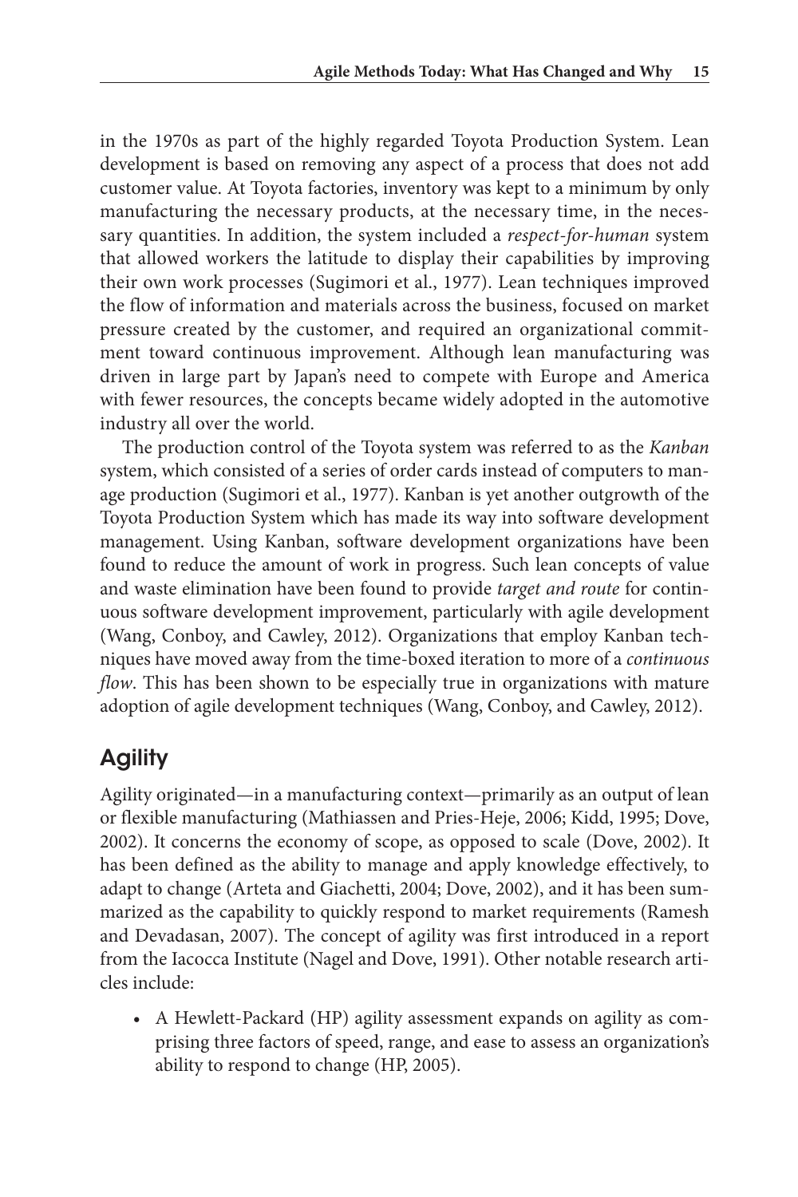in the 1970s as part of the highly regarded Toyota Production System. Lean development is based on removing any aspect of a process that does not add customer value. At Toyota factories, inventory was kept to a minimum by only manufacturing the necessary products, at the necessary time, in the necessary quantities. In addition, the system included a *respect-for-human* system that allowed workers the latitude to display their capabilities by improving their own work processes (Sugimori et al., 1977). Lean techniques improved the flow of information and materials across the business, focused on market pressure created by the customer, and required an organizational commitment toward continuous improvement. Although lean manufacturing was driven in large part by Japan's need to compete with Europe and America with fewer resources, the concepts became widely adopted in the automotive industry all over the world.

The production control of the Toyota system was referred to as the *Kanban* system, which consisted of a series of order cards instead of computers to manage production (Sugimori et al., 1977). Kanban is yet another outgrowth of the Toyota Production System which has made its way into software development management. Using Kanban, software development organizations have been found to reduce the amount of work in progress. Such lean concepts of value and waste elimination have been found to provide *target and route* for continuous software development improvement, particularly with agile development (Wang, Conboy, and Cawley, 2012). Organizations that employ Kanban techniques have moved away from the time-boxed iteration to more of a *continuous flow*. This has been shown to be especially true in organizations with mature adoption of agile development techniques (Wang, Conboy, and Cawley, 2012).

## Agility

Agility originated—in a manufacturing context—primarily as an output of lean or flexible manufacturing (Mathiassen and Pries-Heje, 2006; Kidd, 1995; Dove, 2002). It concerns the economy of scope, as opposed to scale (Dove, 2002). It has been defined as the ability to manage and apply knowledge effectively, to adapt to change (Arteta and Giachetti, 2004; Dove, 2002), and it has been summarized as the capability to quickly respond to market requirements (Ramesh and Devadasan, 2007). The concept of agility was first introduced in a report from the Iacocca Institute (Nagel and Dove, 1991). Other notable research articles include:

- A Hewlett-Packard (HP) agility assessment expands on agility as comprising three factors of speed, range, and ease to assess an organization's ability to respond to change (HP, 2005).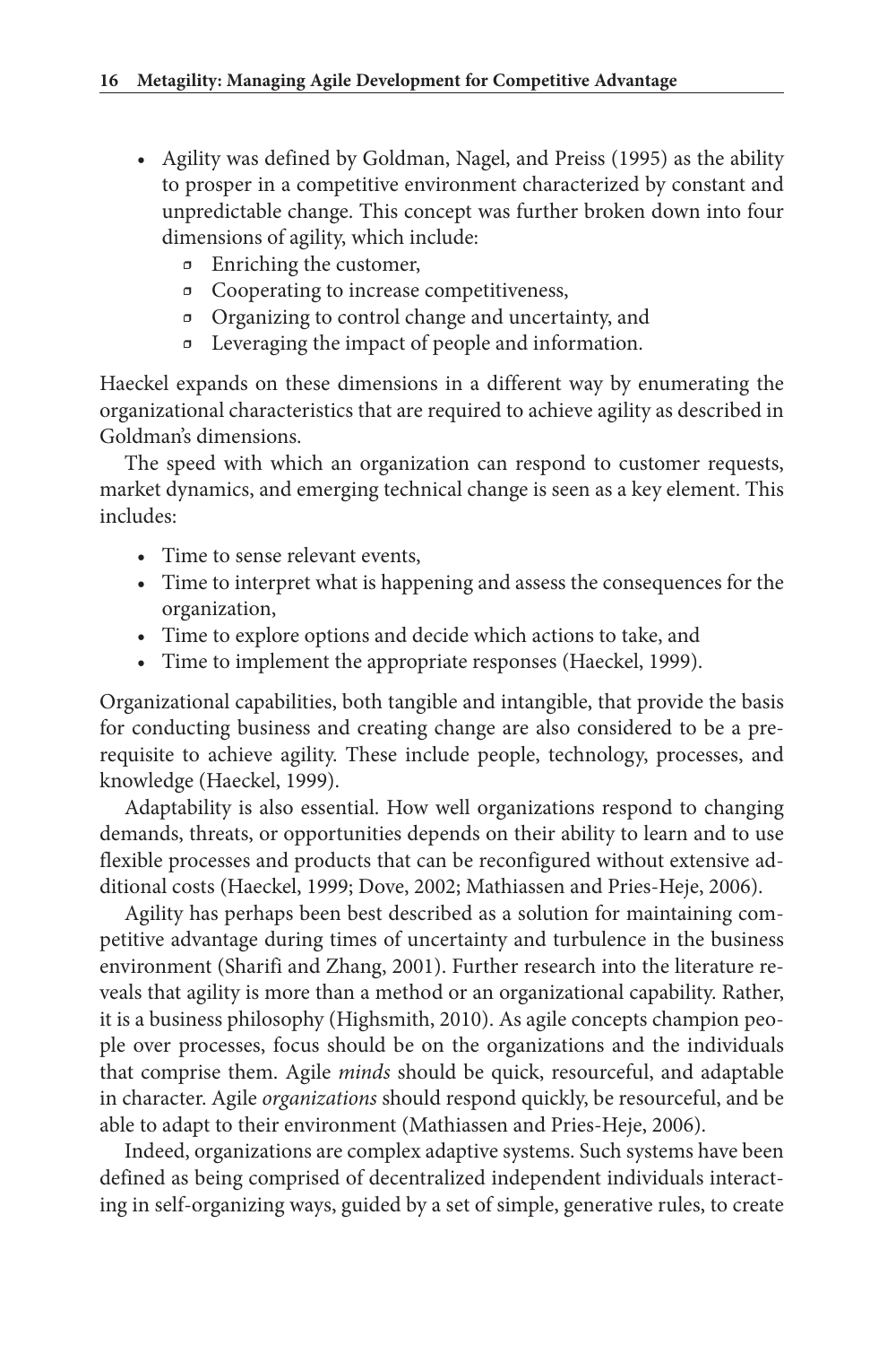- Agility was defined by Goldman, Nagel, and Preiss (1995) as the ability to prosper in a competitive environment characterized by constant and unpredictable change. This concept was further broken down into four dimensions of agility, which include:
    - Enriching the customer,
    - Cooperating to increase competitiveness,
    - Organizing to control change and uncertainty, and
    - Leveraging the impact of people and information.

Haeckel expands on these dimensions in a different way by enumerating the organizational characteristics that are required to achieve agility as described in Goldman's dimensions.

The speed with which an organization can respond to customer requests, market dynamics, and emerging technical change is seen as a key element. This includes:

- Time to sense relevant events,
- Time to interpret what is happening and assess the consequences for the organization,
- Time to explore options and decide which actions to take, and
- Time to implement the appropriate responses (Haeckel, 1999).

Organizational capabilities, both tangible and intangible, that provide the basis for conducting business and creating change are also considered to be a prerequisite to achieve agility. These include people, technology, processes, and knowledge (Haeckel, 1999).

Adaptability is also essential. How well organizations respond to changing demands, threats, or opportunities depends on their ability to learn and to use flexible processes and products that can be reconfigured without extensive additional costs (Haeckel, 1999; Dove, 2002; Mathiassen and Pries-Heje, 2006).

Agility has perhaps been best described as a solution for maintaining competitive advantage during times of uncertainty and turbulence in the business environment (Sharifi and Zhang, 2001). Further research into the literature reveals that agility is more than a method or an organizational capability. Rather, it is a business philosophy (Highsmith, 2010). As agile concepts champion people over processes, focus should be on the organizations and the individuals that comprise them. Agile *minds* should be quick, resourceful, and adaptable in character. Agile *organizations* should respond quickly, be resourceful, and be able to adapt to their environment (Mathiassen and Pries-Heje, 2006).

Indeed, organizations are complex adaptive systems. Such systems have been defined as being comprised of decentralized independent individuals interacting in self-organizing ways, guided by a set of simple, generative rules, to create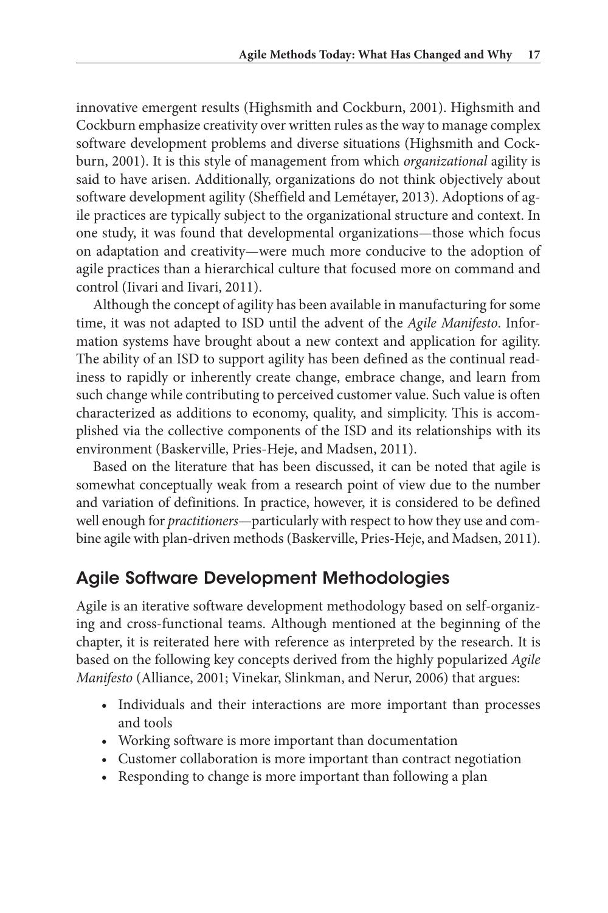innovative emergent results (Highsmith and Cockburn, 2001). Highsmith and Cockburn emphasize creativity over written rules as the way to manage complex software development problems and diverse situations (Highsmith and Cockburn, 2001). It is this style of management from which *organizational* agility is said to have arisen. Additionally, organizations do not think objectively about software development agility (Sheffield and Lemétayer, 2013). Adoptions of agile practices are typically subject to the organizational structure and context. In one study, it was found that developmental organizations—those which focus on adaptation and creativity—were much more conducive to the adoption of agile practices than a hierarchical culture that focused more on command and control (Iivari and Iivari, 2011).

Although the concept of agility has been available in manufacturing for some time, it was not adapted to ISD until the advent of the *Agile Manifesto*. Information systems have brought about a new context and application for agility. The ability of an ISD to support agility has been defined as the continual readiness to rapidly or inherently create change, embrace change, and learn from such change while contributing to perceived customer value. Such value is often characterized as additions to economy, quality, and simplicity. This is accomplished via the collective components of the ISD and its relationships with its environment (Baskerville, Pries-Heje, and Madsen, 2011).

Based on the literature that has been discussed, it can be noted that agile is somewhat conceptually weak from a research point of view due to the number and variation of definitions. In practice, however, it is considered to be defined well enough for *practitioners*—particularly with respect to how they use and combine agile with plan-driven methods (Baskerville, Pries-Heje, and Madsen, 2011).

## Agile Software Development Methodologies

Agile is an iterative software development methodology based on self-organizing and cross-functional teams. Although mentioned at the beginning of the chapter, it is reiterated here with reference as interpreted by the research. It is based on the following key concepts derived from the highly popularized *Agile Manifesto* (Alliance, 2001; Vinekar, Slinkman, and Nerur, 2006) that argues:

- Individuals and their interactions are more important than processes and tools
- Working software is more important than documentation
- Customer collaboration is more important than contract negotiation
- Responding to change is more important than following a plan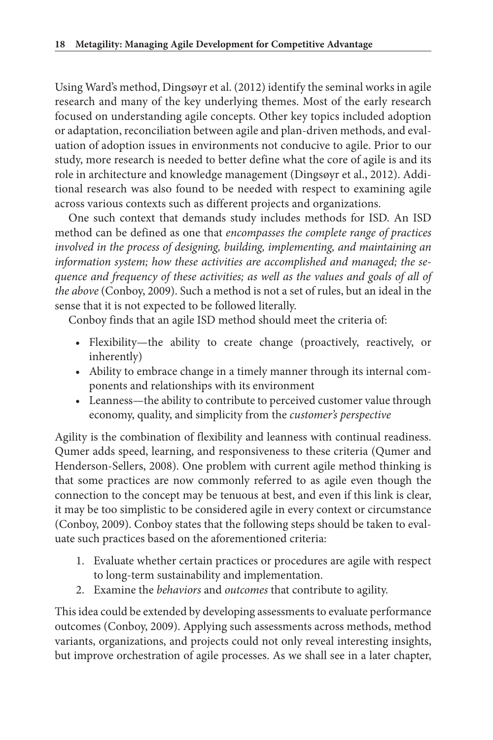Using Ward's method, Dingsøyr et al. (2012) identify the seminal works in agile research and many of the key underlying themes. Most of the early research focused on understanding agile concepts. Other key topics included adoption or adaptation, reconciliation between agile and plan-driven methods, and evaluation of adoption issues in environments not conducive to agile. Prior to our study, more research is needed to better define what the core of agile is and its role in architecture and knowledge management (Dingsøyr et al., 2012). Additional research was also found to be needed with respect to examining agile across various contexts such as different projects and organizations.

One such context that demands study includes methods for ISD. An ISD method can be defined as one that *encompasses the complete range of practices involved in the process of designing, building, implementing, and maintaining an information system; how these activities are accomplished and managed; the sequence and frequency of these activities; as well as the values and goals of all of the above* (Conboy, 2009). Such a method is not a set of rules, but an ideal in the sense that it is not expected to be followed literally.

Conboy finds that an agile ISD method should meet the criteria of:

- Flexibility—the ability to create change (proactively, reactively, or inherently)
- Ability to embrace change in a timely manner through its internal components and relationships with its environment
- Leanness—the ability to contribute to perceived customer value through economy, quality, and simplicity from the *customer's perspective*

Agility is the combination of flexibility and leanness with continual readiness. Qumer adds speed, learning, and responsiveness to these criteria (Qumer and Henderson-Sellers, 2008). One problem with current agile method thinking is that some practices are now commonly referred to as agile even though the connection to the concept may be tenuous at best, and even if this link is clear, it may be too simplistic to be considered agile in every context or circumstance (Conboy, 2009). Conboy states that the following steps should be taken to evaluate such practices based on the aforementioned criteria:

1. Evaluate whether certain practices or procedures are agile with respect to long-term sustainability and implementation.
2. Examine the *behaviors* and *outcomes* that contribute to agility.

This idea could be extended by developing assessments to evaluate performance outcomes (Conboy, 2009). Applying such assessments across methods, method variants, organizations, and projects could not only reveal interesting insights, but improve orchestration of agile processes. As we shall see in a later chapter,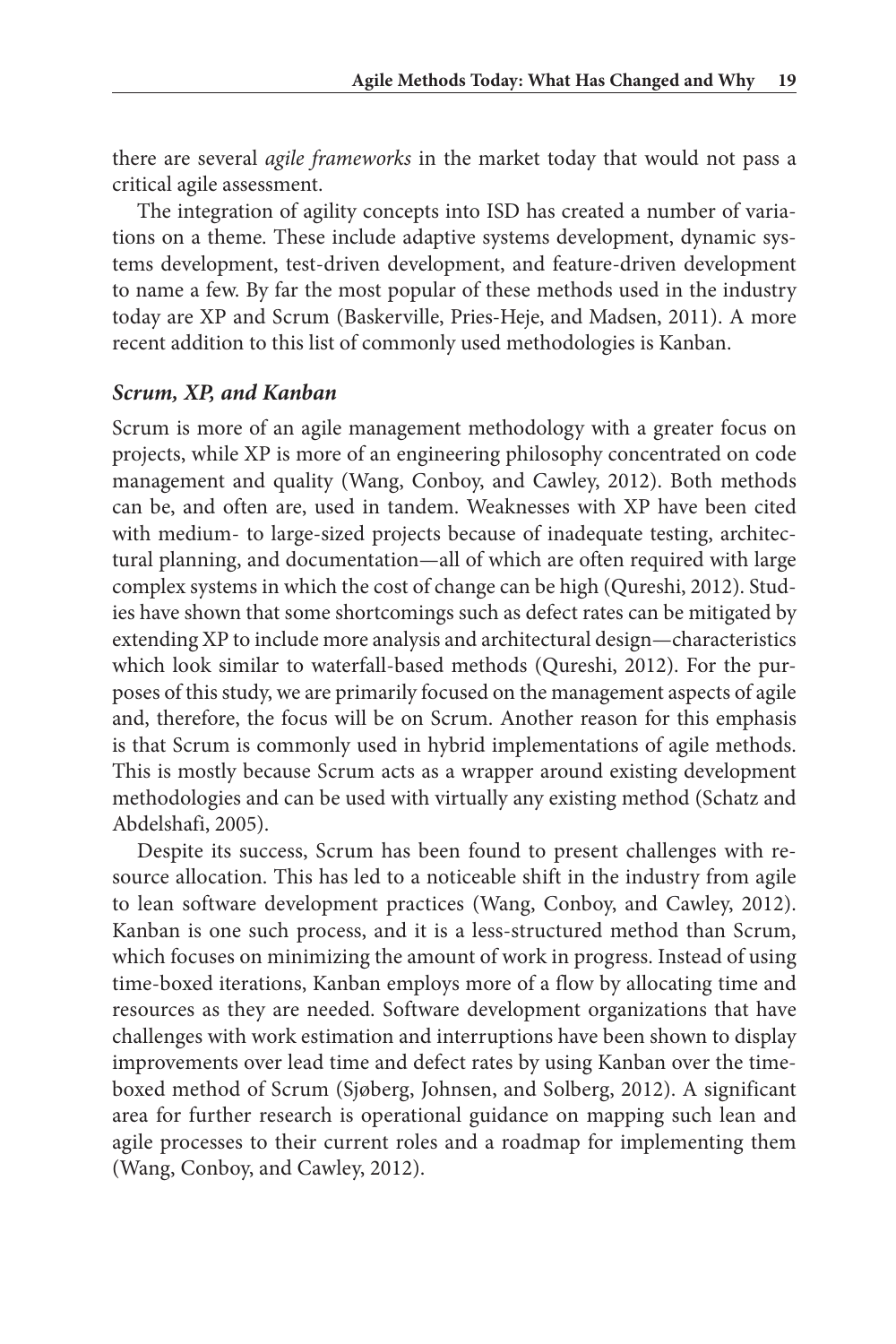there are several *agile frameworks* in the market today that would not pass a critical agile assessment.

The integration of agility concepts into ISD has created a number of variations on a theme. These include adaptive systems development, dynamic systems development, test-driven development, and feature-driven development to name a few. By far the most popular of these methods used in the industry today are XP and Scrum (Baskerville, Pries-Heje, and Madsen, 2011). A more recent addition to this list of commonly used methodologies is Kanban.

### *Scrum, XP, and Kanban*

Scrum is more of an agile management methodology with a greater focus on projects, while XP is more of an engineering philosophy concentrated on code management and quality (Wang, Conboy, and Cawley, 2012). Both methods can be, and often are, used in tandem. Weaknesses with XP have been cited with medium- to large-sized projects because of inadequate testing, architectural planning, and documentation—all of which are often required with large complex systems in which the cost of change can be high (Qureshi, 2012). Studies have shown that some shortcomings such as defect rates can be mitigated by extending XP to include more analysis and architectural design—characteristics which look similar to waterfall-based methods (Qureshi, 2012). For the purposes of this study, we are primarily focused on the management aspects of agile and, therefore, the focus will be on Scrum. Another reason for this emphasis is that Scrum is commonly used in hybrid implementations of agile methods. This is mostly because Scrum acts as a wrapper around existing development methodologies and can be used with virtually any existing method (Schatz and Abdelshafi, 2005).

Despite its success, Scrum has been found to present challenges with resource allocation. This has led to a noticeable shift in the industry from agile to lean software development practices (Wang, Conboy, and Cawley, 2012). Kanban is one such process, and it is a less-structured method than Scrum, which focuses on minimizing the amount of work in progress. Instead of using time-boxed iterations, Kanban employs more of a flow by allocating time and resources as they are needed. Software development organizations that have challenges with work estimation and interruptions have been shown to display improvements over lead time and defect rates by using Kanban over the time-boxed method of Scrum (Sjøberg, Johnsen, and Solberg, 2012). A significant area for further research is operational guidance on mapping such lean and agile processes to their current roles and a roadmap for implementing them (Wang, Conboy, and Cawley, 2012).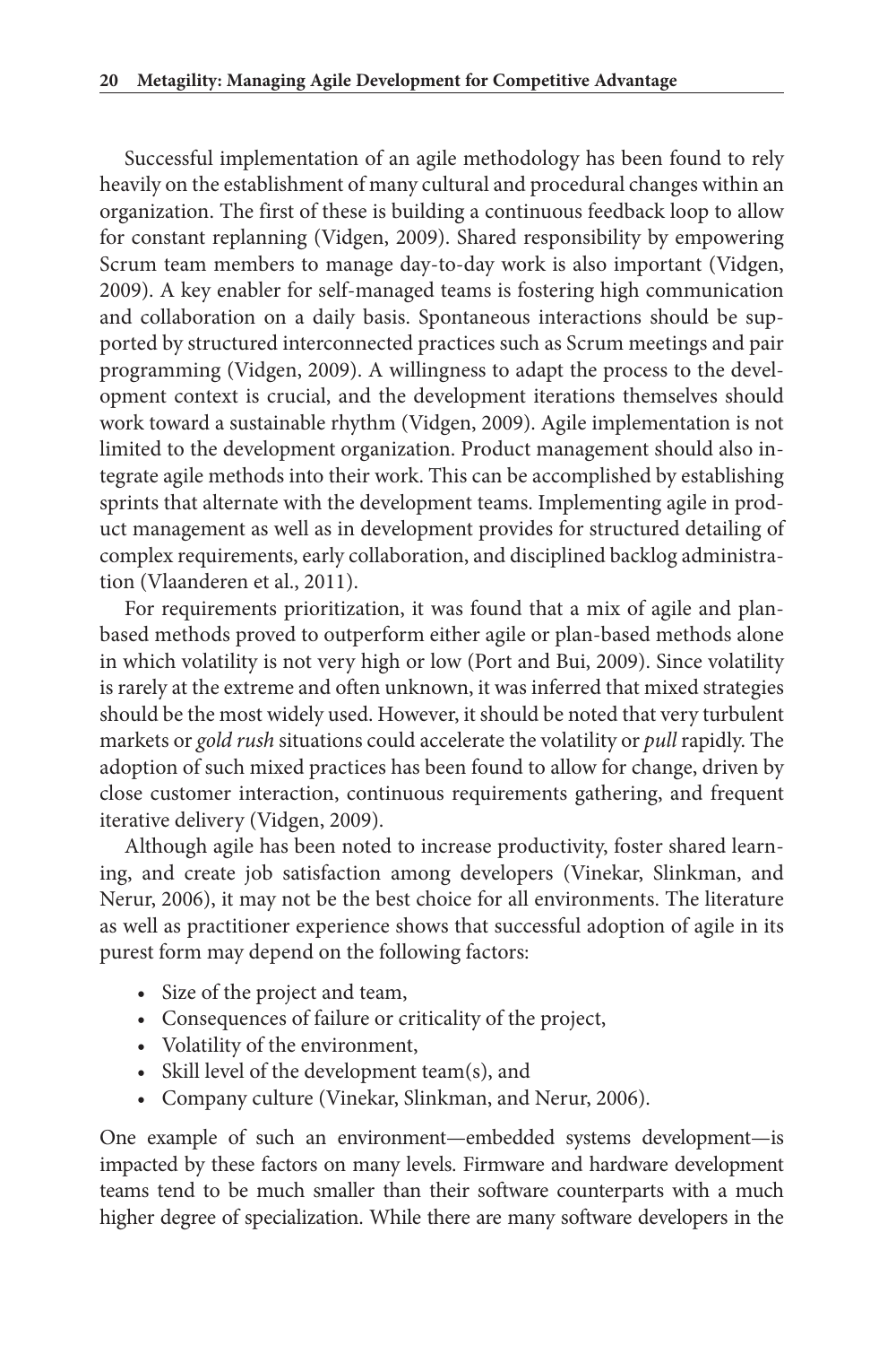Successful implementation of an agile methodology has been found to rely heavily on the establishment of many cultural and procedural changes within an organization. The first of these is building a continuous feedback loop to allow for constant replanning (Vidgen, 2009). Shared responsibility by empowering Scrum team members to manage day-to-day work is also important (Vidgen, 2009). A key enabler for self-managed teams is fostering high communication and collaboration on a daily basis. Spontaneous interactions should be supported by structured interconnected practices such as Scrum meetings and pair programming (Vidgen, 2009). A willingness to adapt the process to the development context is crucial, and the development iterations themselves should work toward a sustainable rhythm (Vidgen, 2009). Agile implementation is not limited to the development organization. Product management should also integrate agile methods into their work. This can be accomplished by establishing sprints that alternate with the development teams. Implementing agile in product management as well as in development provides for structured detailing of complex requirements, early collaboration, and disciplined backlog administration (Vlaanderen et al., 2011).

For requirements prioritization, it was found that a mix of agile and plan-based methods proved to outperform either agile or plan-based methods alone in which volatility is not very high or low (Port and Bui, 2009). Since volatility is rarely at the extreme and often unknown, it was inferred that mixed strategies should be the most widely used. However, it should be noted that very turbulent markets or *gold rush* situations could accelerate the volatility or *pull* rapidly. The adoption of such mixed practices has been found to allow for change, driven by close customer interaction, continuous requirements gathering, and frequent iterative delivery (Vidgen, 2009).

Although agile has been noted to increase productivity, foster shared learning, and create job satisfaction among developers (Vinekar, Slinkman, and Nerur, 2006), it may not be the best choice for all environments. The literature as well as practitioner experience shows that successful adoption of agile in its purest form may depend on the following factors:

- Size of the project and team,
- Consequences of failure or criticality of the project,
- Volatility of the environment,
- Skill level of the development team(s), and
- Company culture (Vinekar, Slinkman, and Nerur, 2006).

One example of such an environment—embedded systems development—is impacted by these factors on many levels. Firmware and hardware development teams tend to be much smaller than their software counterparts with a much higher degree of specialization. While there are many software developers in the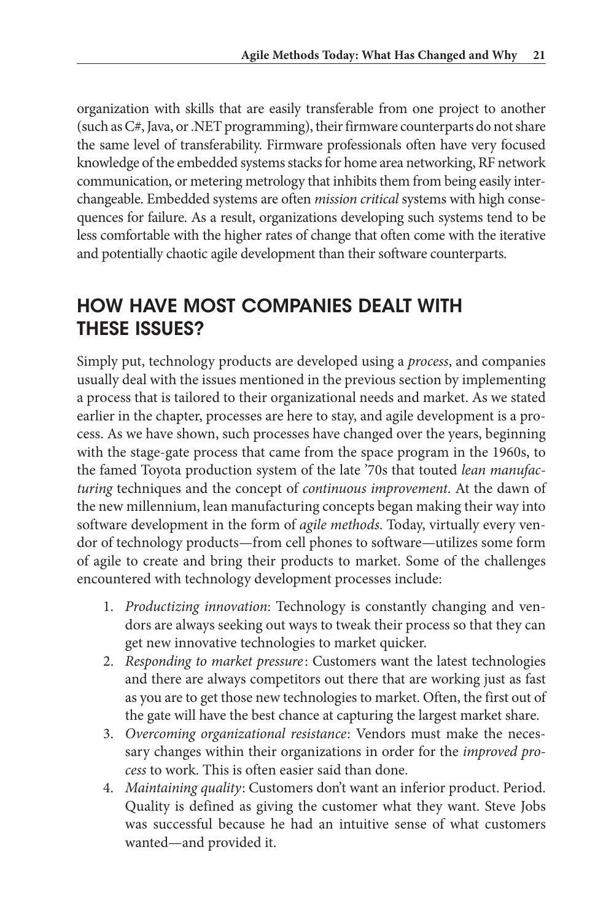organization with skills that are easily transferable from one project to another (such as C#, Java, or .NET programming), their firmware counterparts do not share the same level of transferability. Firmware professionals often have very focused knowledge of the embedded systems stacks for home area networking, RF network communication, or metering metrology that inhibits them from being easily interchangeable. Embedded systems are often *mission critical* systems with high consequences for failure. As a result, organizations developing such systems tend to be less comfortable with the higher rates of change that often come with the iterative and potentially chaotic agile development than their software counterparts.

## HOW HAVE MOST COMPANIES DEALT WITH THESE ISSUES?

Simply put, technology products are developed using a *process*, and companies usually deal with the issues mentioned in the previous section by implementing a process that is tailored to their organizational needs and market. As we stated earlier in the chapter, processes are here to stay, and agile development is a process. As we have shown, such processes have changed over the years, beginning with the stage-gate process that came from the space program in the 1960s, to the famed Toyota production system of the late '70s that touted *lean manufacturing* techniques and the concept of *continuous improvement*. At the dawn of the new millennium, lean manufacturing concepts began making their way into software development in the form of *agile methods*. Today, virtually every vendor of technology products—from cell phones to software—utilizes some form of agile to create and bring their products to market. Some of the challenges encountered with technology development processes include:

1. *Productizing innovation*: Technology is constantly changing and vendors are always seeking out ways to tweak their process so that they can get new innovative technologies to market quicker.
2. *Responding to market pressure*: Customers want the latest technologies and there are always competitors out there that are working just as fast as you are to get those new technologies to market. Often, the first out of the gate will have the best chance at capturing the largest market share.
3. *Overcoming organizational resistance*: Vendors must make the necessary changes within their organizations in order for the *improved process* to work. This is often easier said than done.
4. *Maintaining quality*: Customers don't want an inferior product. Period. Quality is defined as giving the customer what they want. Steve Jobs was successful because he had an intuitive sense of what customers wanted—and provided it.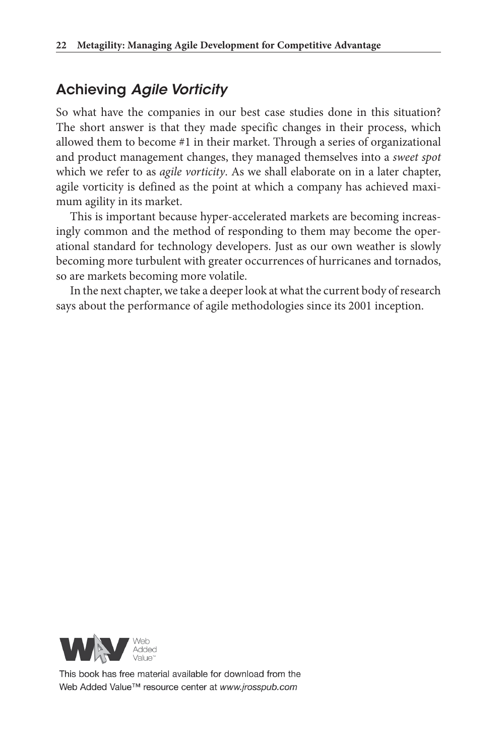## Achieving *Agile Vorticity*

So what have the companies in our best case studies done in this situation? The short answer is that they made specific changes in their process, which allowed them to become #1 in their market. Through a series of organizational and product management changes, they managed themselves into a *sweet spot* which we refer to as *agile vorticity*. As we shall elaborate on in a later chapter, agile vorticity is defined as the point at which a company has achieved maximum agility in its market.

This is important because hyper-accelerated markets are becoming increasingly common and the method of responding to them may become the operational standard for technology developers. Just as our own weather is slowly becoming more turbulent with greater occurrences of hurricanes and tornados, so are markets becoming more volatile.

In the next chapter, we take a deeper look at what the current body of research says about the performance of agile methodologies since its 2001 inception.

Web Added Value™

This book has free material available for download from the Web Added Value™ resource center at *www.jrosspub.com*